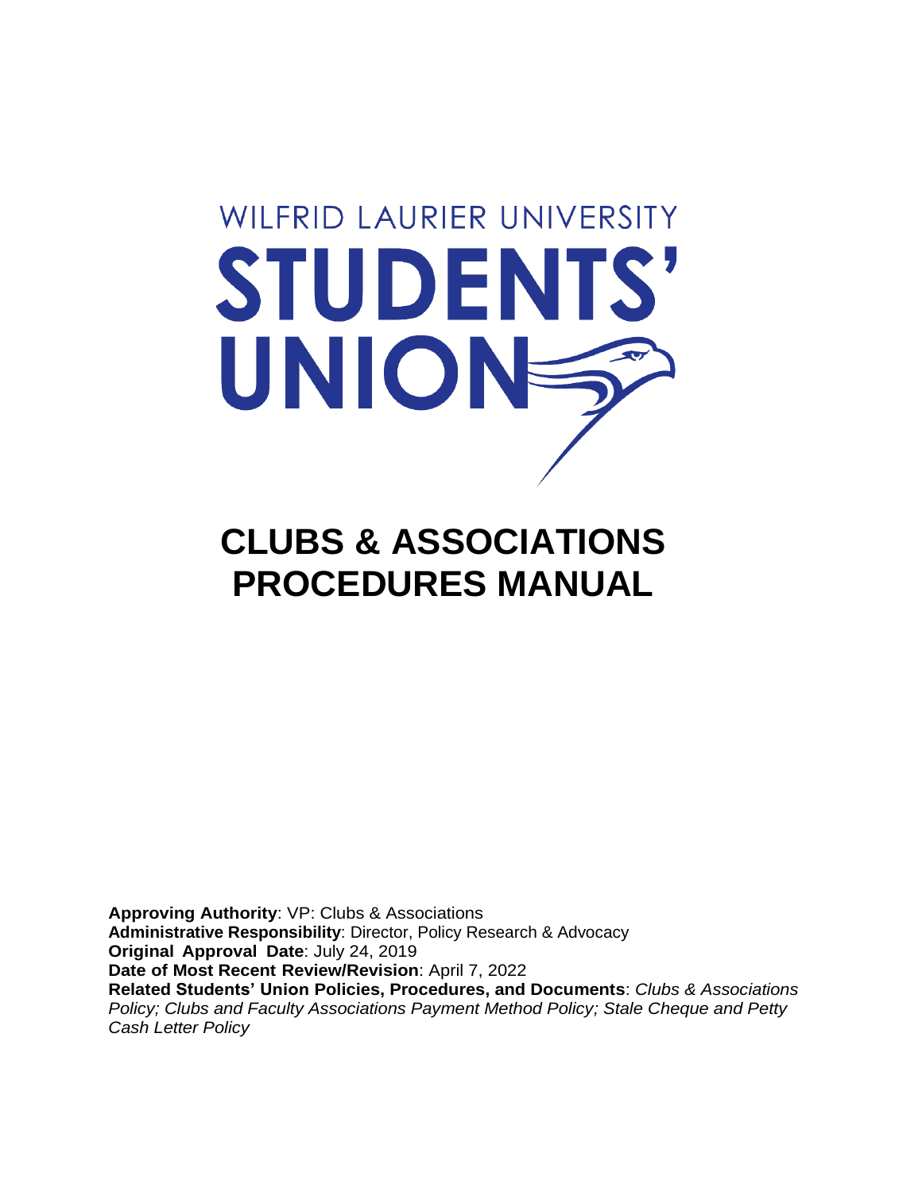WILFRID LAURIER UNIVERSITY

STUDENTS' UNION

# CLUBS & ASSOCIATIONS PROCEDURES MANUAL

**Approving Authority**: VP: Clubs & Associations
**Administrative Responsibility**: Director, Policy Research & Advocacy
**Original Approval Date**: July 24, 2019
**Date of Most Recent Review/Revision**: April 7, 2022
**Related Students' Union Policies, Procedures, and Documents**: *Clubs & Associations Policy; Clubs and Faculty Associations Payment Method Policy; Stale Cheque and Petty Cash Letter Policy*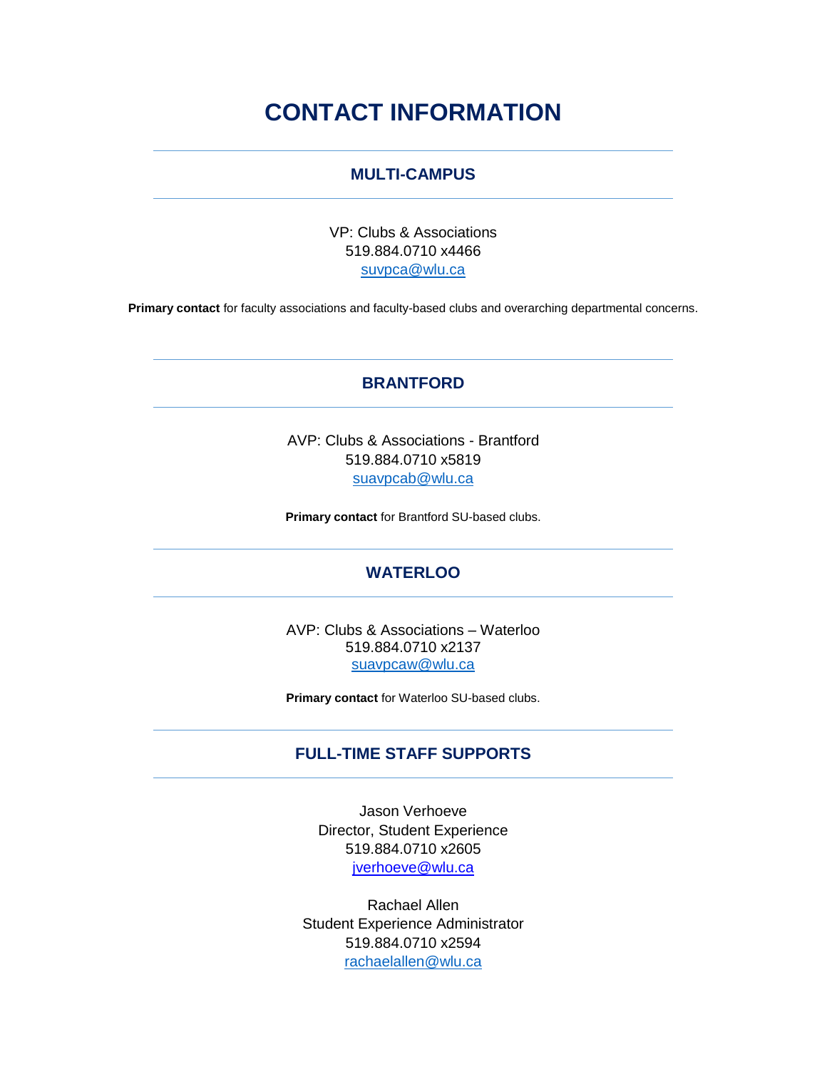# CONTACT INFORMATION

## MULTI-CAMPUS

VP: Clubs & Associations
519.884.0710 x4466
suvpca@wlu.ca

**Primary contact** for faculty associations and faculty-based clubs and overarching departmental concerns.

## BRANTFORD

AVP: Clubs & Associations - Brantford
519.884.0710 x5819
suavpcab@wlu.ca

**Primary contact** for Brantford SU-based clubs.

## WATERLOO

AVP: Clubs & Associations – Waterloo
519.884.0710 x2137
suavpcaw@wlu.ca

**Primary contact** for Waterloo SU-based clubs.

## FULL-TIME STAFF SUPPORTS

Jason Verhoeve
Director, Student Experience
519.884.0710 x2605
jverhoeve@wlu.ca

Rachael Allen
Student Experience Administrator
519.884.0710 x2594
rachaelallen@wlu.ca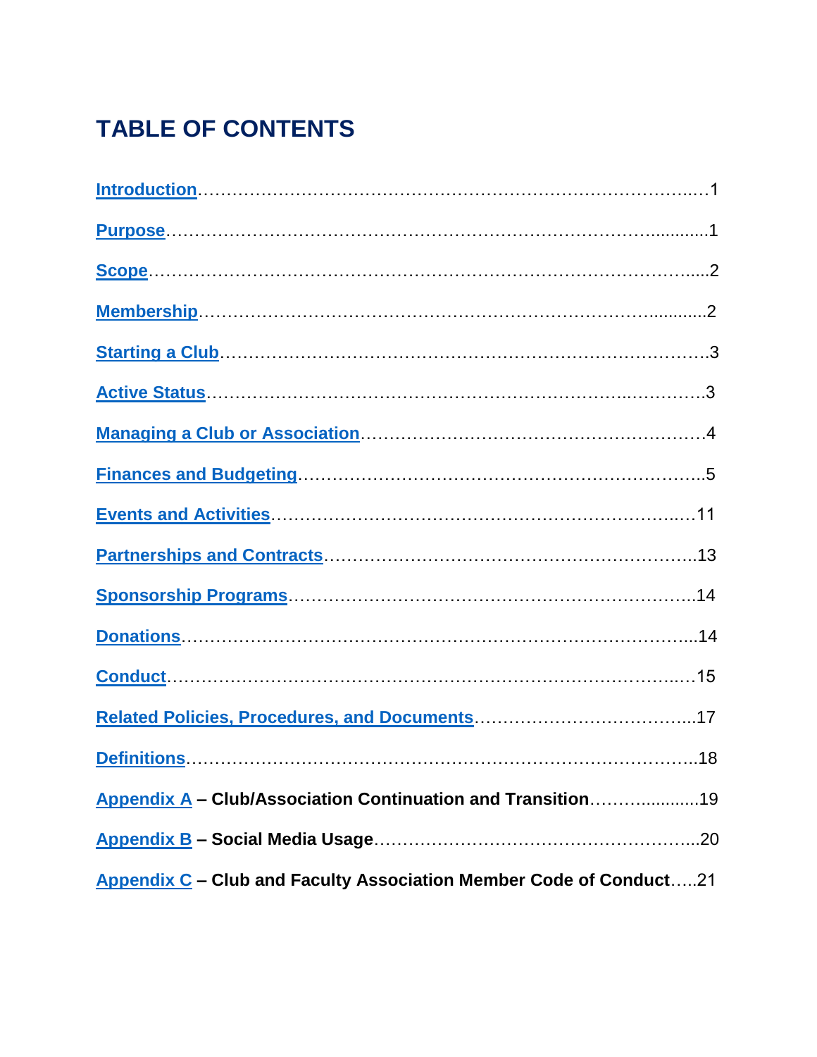# TABLE OF CONTENTS

Introduction……………………………………………………………………………..…1

Purpose………………………………………………………………………..............1

Scope……………………………………………………………………………….....2

Membership…………………………………………………………………............2

Starting a Club…………………………………………………………………………3

Active Status…………………………………………………………..…………3

Managing a Club or Association……………………………………………………4

Finances and Budgeting………………………………………………………..5

Events and Activities…………………………………………………………..…11

Partnerships and Contracts…………………………………………………..13

Sponsorship Programs………………………………………………………….14

Donations………………………………………………………………………...14

Conduct……………………………………………………………………..…15

Related Policies, Procedures, and Documents………………………………...17

Definitions………………………………………………………………………..18

Appendix A – Club/Association Continuation and Transition……….........19

Appendix B – Social Media Usage………………………………………………..20

Appendix C – Club and Faculty Association Member Code of Conduct…..21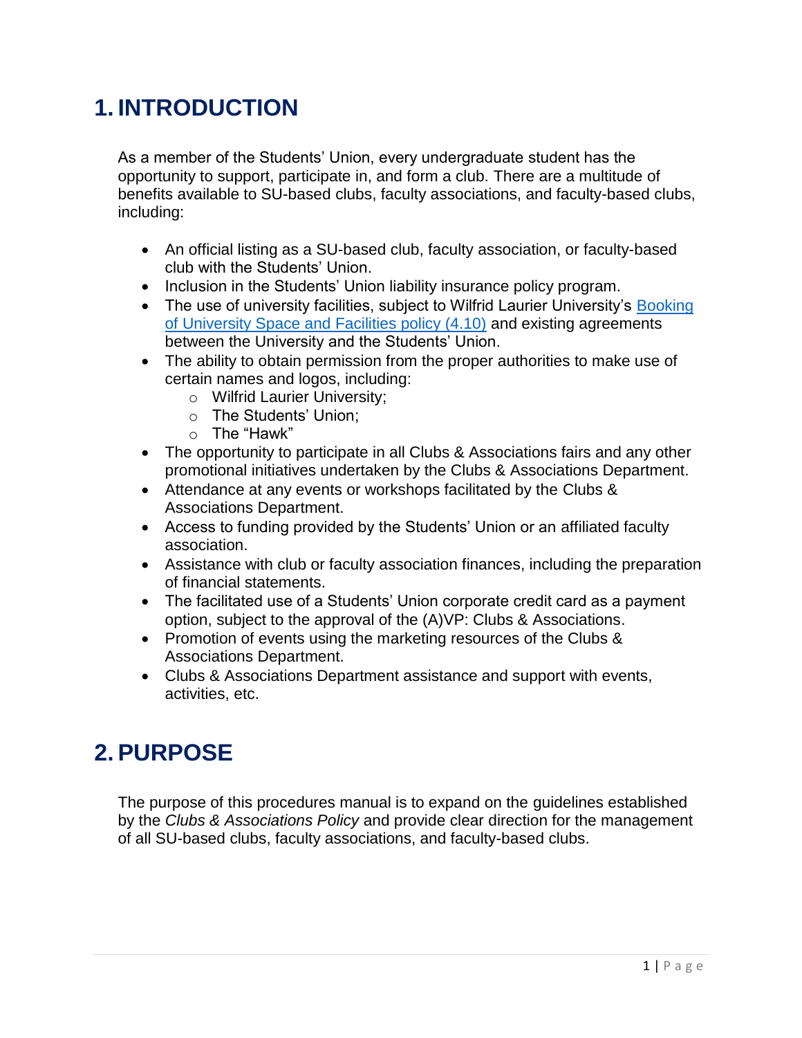# 1. INTRODUCTION

As a member of the Students' Union, every undergraduate student has the opportunity to support, participate in, and form a club. There are a multitude of benefits available to SU-based clubs, faculty associations, and faculty-based clubs, including:

- An official listing as a SU-based club, faculty association, or faculty-based club with the Students' Union.
- Inclusion in the Students' Union liability insurance policy program.
- The use of university facilities, subject to Wilfrid Laurier University's [Booking of University Space and Facilities policy (4.10)] and existing agreements between the University and the Students' Union.
- The ability to obtain permission from the proper authorities to make use of certain names and logos, including:
  - Wilfrid Laurier University;
  - The Students' Union;
  - The "Hawk"
- The opportunity to participate in all Clubs & Associations fairs and any other promotional initiatives undertaken by the Clubs & Associations Department.
- Attendance at any events or workshops facilitated by the Clubs & Associations Department.
- Access to funding provided by the Students' Union or an affiliated faculty association.
- Assistance with club or faculty association finances, including the preparation of financial statements.
- The facilitated use of a Students' Union corporate credit card as a payment option, subject to the approval of the (A)VP: Clubs & Associations.
- Promotion of events using the marketing resources of the Clubs & Associations Department.
- Clubs & Associations Department assistance and support with events, activities, etc.

# 2. PURPOSE

The purpose of this procedures manual is to expand on the guidelines established by the *Clubs & Associations Policy* and provide clear direction for the management of all SU-based clubs, faculty associations, and faculty-based clubs.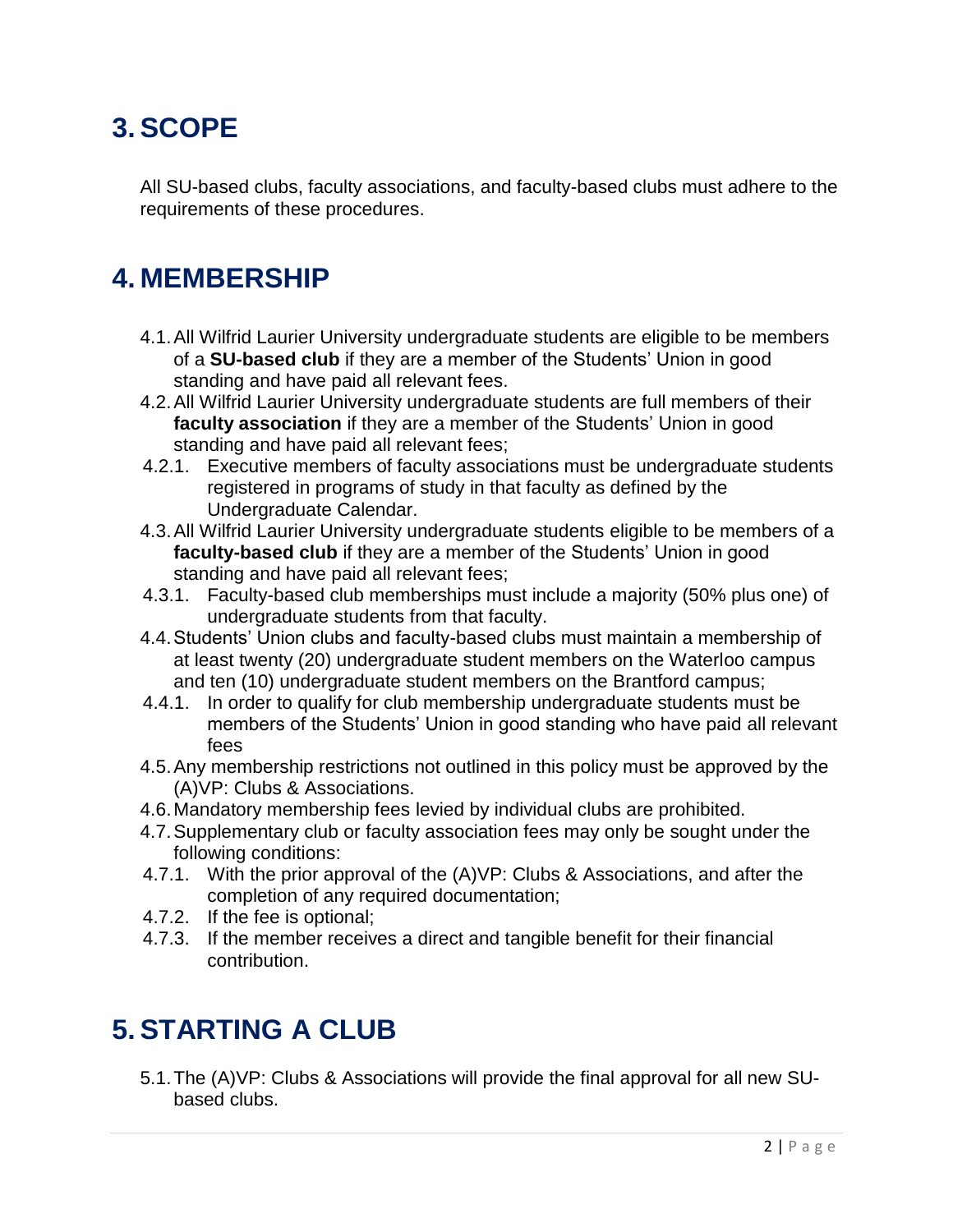# 3. SCOPE

All SU-based clubs, faculty associations, and faculty-based clubs must adhere to the requirements of these procedures.

# 4. MEMBERSHIP

4.1. All Wilfrid Laurier University undergraduate students are eligible to be members of a **SU-based club** if they are a member of the Students' Union in good standing and have paid all relevant fees.

4.2. All Wilfrid Laurier University undergraduate students are full members of their **faculty association** if they are a member of the Students' Union in good standing and have paid all relevant fees;

4.2.1. Executive members of faculty associations must be undergraduate students registered in programs of study in that faculty as defined by the Undergraduate Calendar.

4.3. All Wilfrid Laurier University undergraduate students eligible to be members of a **faculty-based club** if they are a member of the Students' Union in good standing and have paid all relevant fees;

4.3.1. Faculty-based club memberships must include a majority (50% plus one) of undergraduate students from that faculty.

4.4. Students' Union clubs and faculty-based clubs must maintain a membership of at least twenty (20) undergraduate student members on the Waterloo campus and ten (10) undergraduate student members on the Brantford campus;

4.4.1. In order to qualify for club membership undergraduate students must be members of the Students' Union in good standing who have paid all relevant fees

4.5. Any membership restrictions not outlined in this policy must be approved by the (A)VP: Clubs & Associations.

4.6. Mandatory membership fees levied by individual clubs are prohibited.

4.7. Supplementary club or faculty association fees may only be sought under the following conditions:

4.7.1. With the prior approval of the (A)VP: Clubs & Associations, and after the completion of any required documentation;

4.7.2. If the fee is optional;

4.7.3. If the member receives a direct and tangible benefit for their financial contribution.

# 5. STARTING A CLUB

5.1. The (A)VP: Clubs & Associations will provide the final approval for all new SU-based clubs.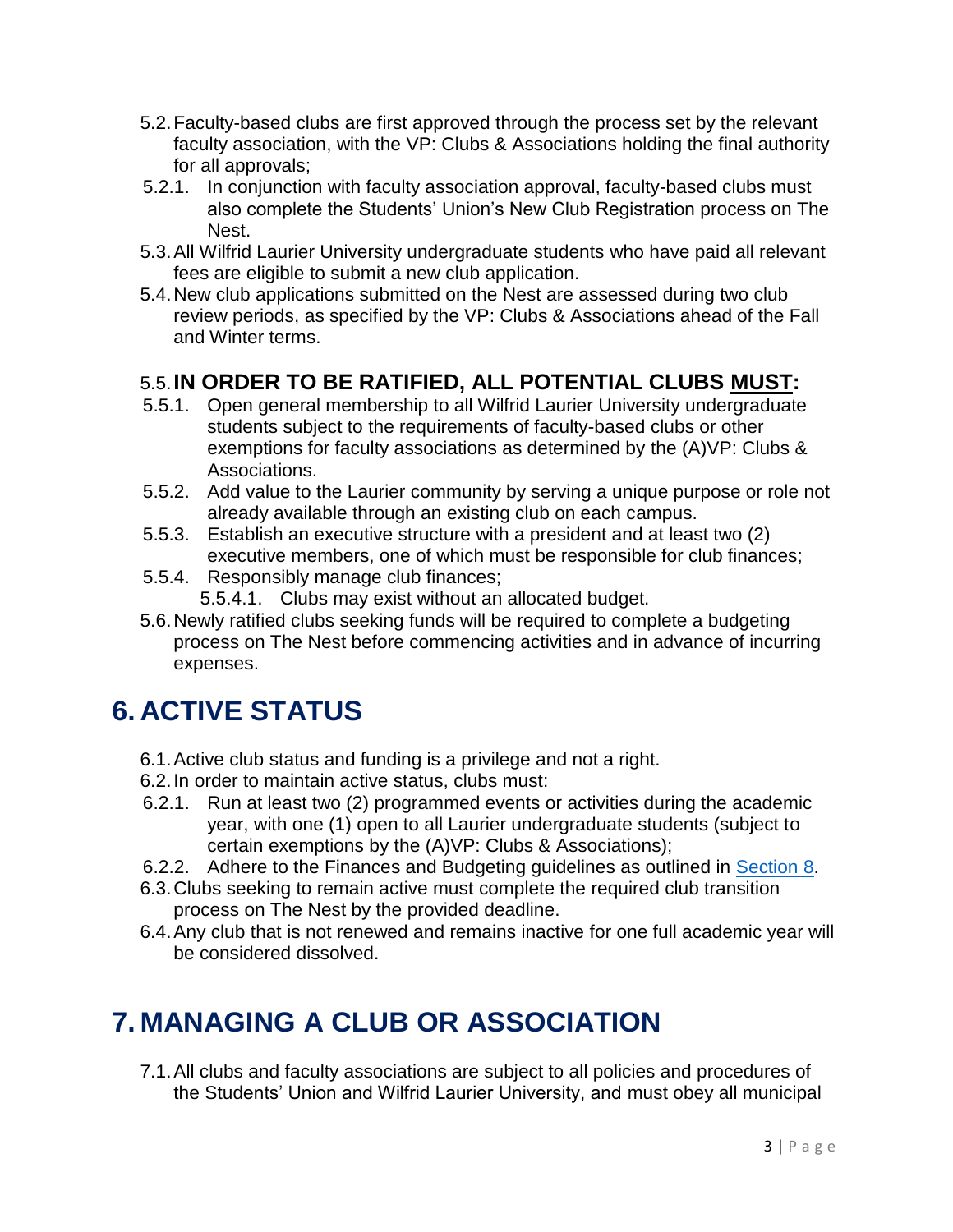5.2. Faculty-based clubs are first approved through the process set by the relevant faculty association, with the VP: Clubs & Associations holding the final authority for all approvals;

5.2.1. In conjunction with faculty association approval, faculty-based clubs must also complete the Students' Union's New Club Registration process on The Nest.

5.3. All Wilfrid Laurier University undergraduate students who have paid all relevant fees are eligible to submit a new club application.

5.4. New club applications submitted on the Nest are assessed during two club review periods, as specified by the VP: Clubs & Associations ahead of the Fall and Winter terms.

### 5.5. IN ORDER TO BE RATIFIED, ALL POTENTIAL CLUBS MUST:

5.5.1. Open general membership to all Wilfrid Laurier University undergraduate students subject to the requirements of faculty-based clubs or other exemptions for faculty associations as determined by the (A)VP: Clubs & Associations.

5.5.2. Add value to the Laurier community by serving a unique purpose or role not already available through an existing club on each campus.

5.5.3. Establish an executive structure with a president and at least two (2) executive members, one of which must be responsible for club finances;

5.5.4. Responsibly manage club finances;

5.5.4.1. Clubs may exist without an allocated budget.

5.6. Newly ratified clubs seeking funds will be required to complete a budgeting process on The Nest before commencing activities and in advance of incurring expenses.

# 6. ACTIVE STATUS

6.1. Active club status and funding is a privilege and not a right.

6.2. In order to maintain active status, clubs must:

6.2.1. Run at least two (2) programmed events or activities during the academic year, with one (1) open to all Laurier undergraduate students (subject to certain exemptions by the (A)VP: Clubs & Associations);

6.2.2. Adhere to the Finances and Budgeting guidelines as outlined in Section 8.

6.3. Clubs seeking to remain active must complete the required club transition process on The Nest by the provided deadline.

6.4. Any club that is not renewed and remains inactive for one full academic year will be considered dissolved.

# 7. MANAGING A CLUB OR ASSOCIATION

7.1. All clubs and faculty associations are subject to all policies and procedures of the Students' Union and Wilfrid Laurier University, and must obey all municipal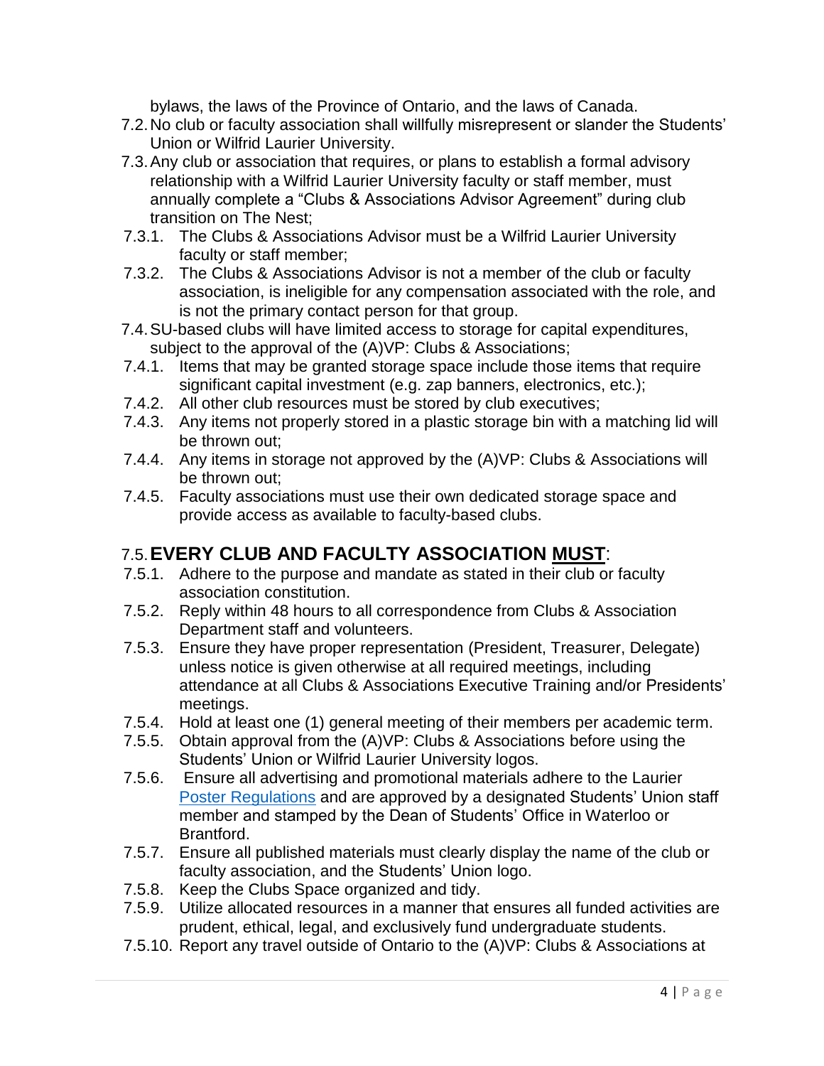bylaws, the laws of the Province of Ontario, and the laws of Canada.

7.2. No club or faculty association shall willfully misrepresent or slander the Students' Union or Wilfrid Laurier University.

7.3. Any club or association that requires, or plans to establish a formal advisory relationship with a Wilfrid Laurier University faculty or staff member, must annually complete a "Clubs & Associations Advisor Agreement" during club transition on The Nest;

- 7.3.1. The Clubs & Associations Advisor must be a Wilfrid Laurier University faculty or staff member;
- 7.3.2. The Clubs & Associations Advisor is not a member of the club or faculty association, is ineligible for any compensation associated with the role, and is not the primary contact person for that group.

7.4. SU-based clubs will have limited access to storage for capital expenditures, subject to the approval of the (A)VP: Clubs & Associations;

- 7.4.1. Items that may be granted storage space include those items that require significant capital investment (e.g. zap banners, electronics, etc.);
- 7.4.2. All other club resources must be stored by club executives;
- 7.4.3. Any items not properly stored in a plastic storage bin with a matching lid will be thrown out;
- 7.4.4. Any items in storage not approved by the (A)VP: Clubs & Associations will be thrown out;
- 7.4.5. Faculty associations must use their own dedicated storage space and provide access as available to faculty-based clubs.

## 7.5. EVERY CLUB AND FACULTY ASSOCIATION <u>MUST</u>:

- 7.5.1. Adhere to the purpose and mandate as stated in their club or faculty association constitution.
- 7.5.2. Reply within 48 hours to all correspondence from Clubs & Association Department staff and volunteers.
- 7.5.3. Ensure they have proper representation (President, Treasurer, Delegate) unless notice is given otherwise at all required meetings, including attendance at all Clubs & Associations Executive Training and/or Presidents' meetings.
- 7.5.4. Hold at least one (1) general meeting of their members per academic term.
- 7.5.5. Obtain approval from the (A)VP: Clubs & Associations before using the Students' Union or Wilfrid Laurier University logos.
- 7.5.6. Ensure all advertising and promotional materials adhere to the Laurier Poster Regulations and are approved by a designated Students' Union staff member and stamped by the Dean of Students' Office in Waterloo or Brantford.
- 7.5.7. Ensure all published materials must clearly display the name of the club or faculty association, and the Students' Union logo.
- 7.5.8. Keep the Clubs Space organized and tidy.
- 7.5.9. Utilize allocated resources in a manner that ensures all funded activities are prudent, ethical, legal, and exclusively fund undergraduate students.
- 7.5.10. Report any travel outside of Ontario to the (A)VP: Clubs & Associations at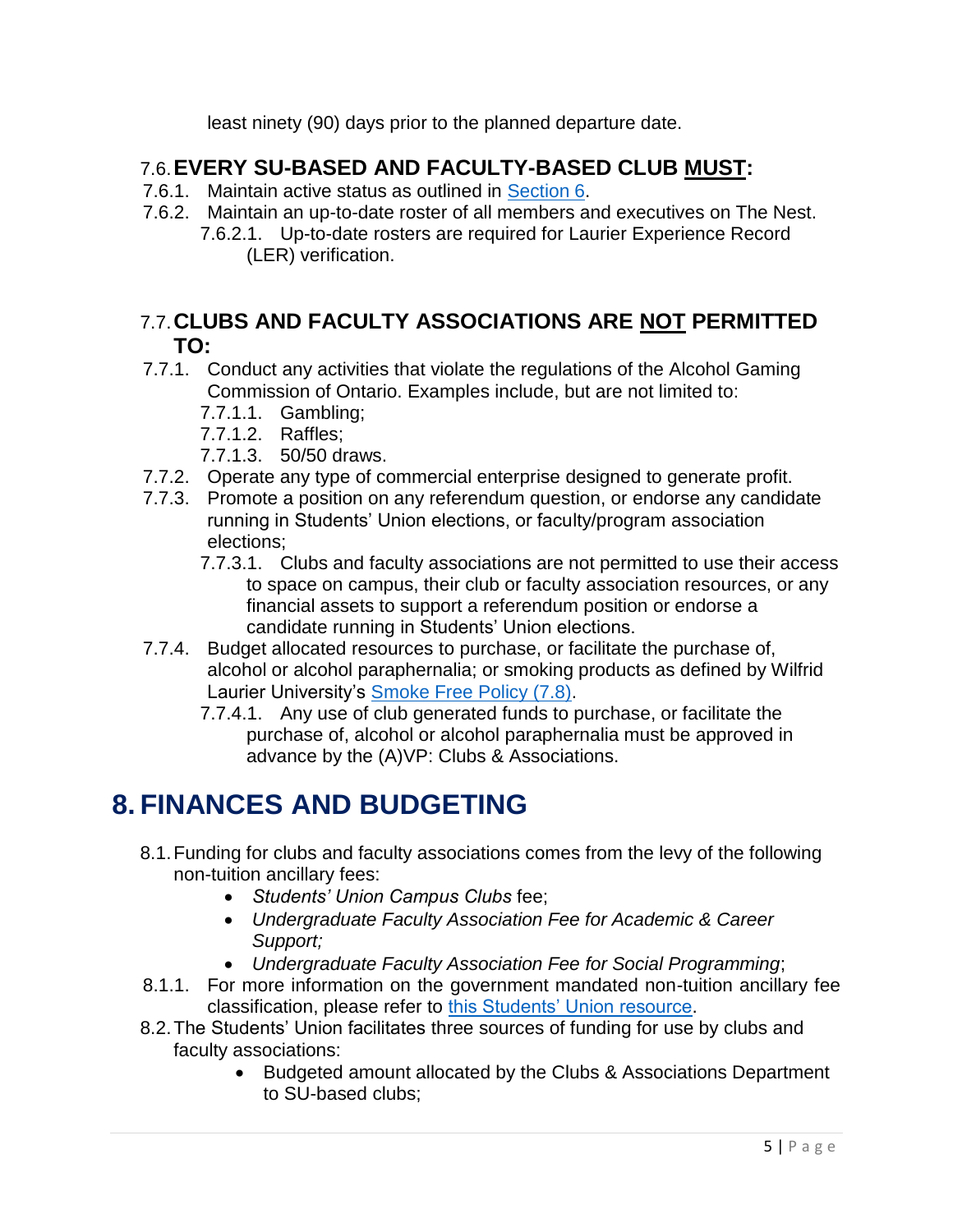least ninety (90) days prior to the planned departure date.

### 7.6. EVERY SU-BASED AND FACULTY-BASED CLUB MUST:

7.6.1. Maintain active status as outlined in Section 6.

7.6.2. Maintain an up-to-date roster of all members and executives on The Nest.

7.6.2.1. Up-to-date rosters are required for Laurier Experience Record (LER) verification.

### 7.7. CLUBS AND FACULTY ASSOCIATIONS ARE NOT PERMITTED TO:

7.7.1. Conduct any activities that violate the regulations of the Alcohol Gaming Commission of Ontario. Examples include, but are not limited to:

7.7.1.1. Gambling;

7.7.1.2. Raffles;

7.7.1.3. 50/50 draws.

7.7.2. Operate any type of commercial enterprise designed to generate profit.

7.7.3. Promote a position on any referendum question, or endorse any candidate running in Students' Union elections, or faculty/program association elections;

7.7.3.1. Clubs and faculty associations are not permitted to use their access to space on campus, their club or faculty association resources, or any financial assets to support a referendum position or endorse a candidate running in Students' Union elections.

7.7.4. Budget allocated resources to purchase, or facilitate the purchase of, alcohol or alcohol paraphernalia; or smoking products as defined by Wilfrid Laurier University's Smoke Free Policy (7.8).

7.7.4.1. Any use of club generated funds to purchase, or facilitate the purchase of, alcohol or alcohol paraphernalia must be approved in advance by the (A)VP: Clubs & Associations.

# 8. FINANCES AND BUDGETING

8.1. Funding for clubs and faculty associations comes from the levy of the following non-tuition ancillary fees:

- *Students' Union Campus Clubs* fee;
- *Undergraduate Faculty Association Fee for Academic & Career Support;*
- *Undergraduate Faculty Association Fee for Social Programming*;

8.1.1. For more information on the government mandated non-tuition ancillary fee classification, please refer to this Students' Union resource.

8.2. The Students' Union facilitates three sources of funding for use by clubs and faculty associations:

- Budgeted amount allocated by the Clubs & Associations Department to SU-based clubs;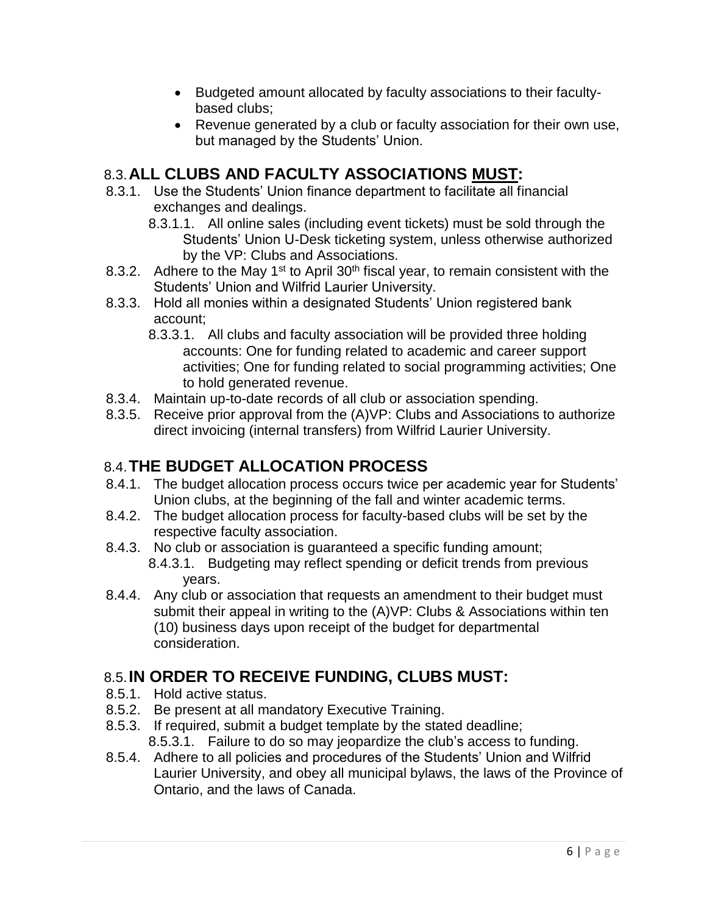- Budgeted amount allocated by faculty associations to their faculty-based clubs;
- Revenue generated by a club or faculty association for their own use, but managed by the Students' Union.

## 8.3. ALL CLUBS AND FACULTY ASSOCIATIONS <u>MUST</u>:

8.3.1. Use the Students' Union finance department to facilitate all financial exchanges and dealings.

8.3.1.1. All online sales (including event tickets) must be sold through the Students' Union U-Desk ticketing system, unless otherwise authorized by the VP: Clubs and Associations.

8.3.2. Adhere to the May 1st to April 30th fiscal year, to remain consistent with the Students' Union and Wilfrid Laurier University.

8.3.3. Hold all monies within a designated Students' Union registered bank account;

8.3.3.1. All clubs and faculty association will be provided three holding accounts: One for funding related to academic and career support activities; One for funding related to social programming activities; One to hold generated revenue.

8.3.4. Maintain up-to-date records of all club or association spending.

8.3.5. Receive prior approval from the (A)VP: Clubs and Associations to authorize direct invoicing (internal transfers) from Wilfrid Laurier University.

## 8.4. THE BUDGET ALLOCATION PROCESS

8.4.1. The budget allocation process occurs twice per academic year for Students' Union clubs, at the beginning of the fall and winter academic terms.

8.4.2. The budget allocation process for faculty-based clubs will be set by the respective faculty association.

8.4.3. No club or association is guaranteed a specific funding amount;

8.4.3.1. Budgeting may reflect spending or deficit trends from previous years.

8.4.4. Any club or association that requests an amendment to their budget must submit their appeal in writing to the (A)VP: Clubs & Associations within ten (10) business days upon receipt of the budget for departmental consideration.

## 8.5. IN ORDER TO RECEIVE FUNDING, CLUBS MUST:

8.5.1. Hold active status.

8.5.2. Be present at all mandatory Executive Training.

8.5.3. If required, submit a budget template by the stated deadline;

8.5.3.1. Failure to do so may jeopardize the club's access to funding.

8.5.4. Adhere to all policies and procedures of the Students' Union and Wilfrid Laurier University, and obey all municipal bylaws, the laws of the Province of Ontario, and the laws of Canada.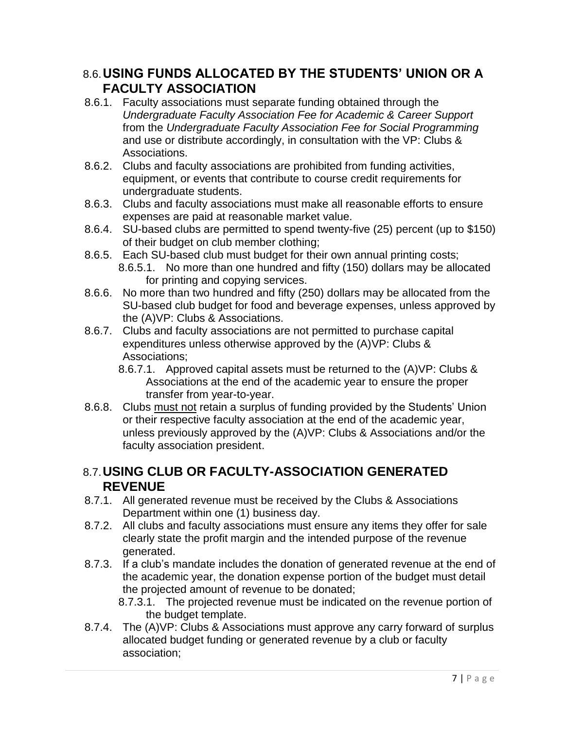## 8.6. USING FUNDS ALLOCATED BY THE STUDENTS' UNION OR A FACULTY ASSOCIATION

8.6.1. Faculty associations must separate funding obtained through the *Undergraduate Faculty Association Fee for Academic & Career Support* from the *Undergraduate Faculty Association Fee for Social Programming* and use or distribute accordingly, in consultation with the VP: Clubs & Associations.

8.6.2. Clubs and faculty associations are prohibited from funding activities, equipment, or events that contribute to course credit requirements for undergraduate students.

8.6.3. Clubs and faculty associations must make all reasonable efforts to ensure expenses are paid at reasonable market value.

8.6.4. SU-based clubs are permitted to spend twenty-five (25) percent (up to $150) of their budget on club member clothing;

8.6.5. Each SU-based club must budget for their own annual printing costs;

- 8.6.5.1. No more than one hundred and fifty (150) dollars may be allocated for printing and copying services.

8.6.6. No more than two hundred and fifty (250) dollars may be allocated from the SU-based club budget for food and beverage expenses, unless approved by the (A)VP: Clubs & Associations.

8.6.7. Clubs and faculty associations are not permitted to purchase capital expenditures unless otherwise approved by the (A)VP: Clubs & Associations;

- 8.6.7.1. Approved capital assets must be returned to the (A)VP: Clubs & Associations at the end of the academic year to ensure the proper transfer from year-to-year.

8.6.8. Clubs <u>must not</u> retain a surplus of funding provided by the Students' Union or their respective faculty association at the end of the academic year, unless previously approved by the (A)VP: Clubs & Associations and/or the faculty association president.

## 8.7. USING CLUB OR FACULTY-ASSOCIATION GENERATED REVENUE

8.7.1. All generated revenue must be received by the Clubs & Associations Department within one (1) business day.

8.7.2. All clubs and faculty associations must ensure any items they offer for sale clearly state the profit margin and the intended purpose of the revenue generated.

8.7.3. If a club's mandate includes the donation of generated revenue at the end of the academic year, the donation expense portion of the budget must detail the projected amount of revenue to be donated;

- 8.7.3.1. The projected revenue must be indicated on the revenue portion of the budget template.

8.7.4. The (A)VP: Clubs & Associations must approve any carry forward of surplus allocated budget funding or generated revenue by a club or faculty association;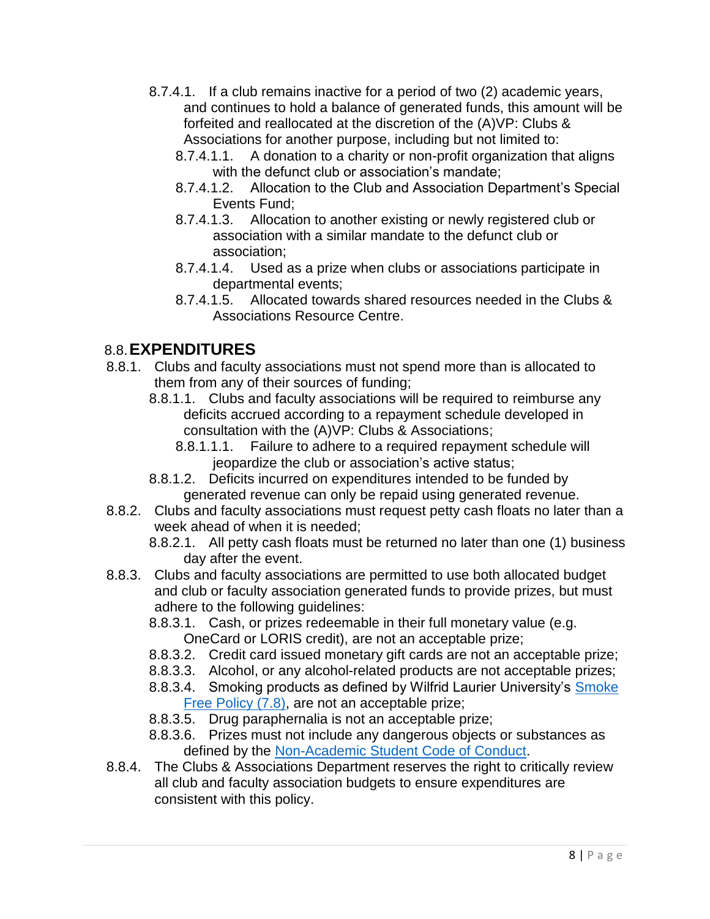8.7.4.1. If a club remains inactive for a period of two (2) academic years, and continues to hold a balance of generated funds, this amount will be forfeited and reallocated at the discretion of the (A)VP: Clubs & Associations for another purpose, including but not limited to:

8.7.4.1.1. A donation to a charity or non-profit organization that aligns with the defunct club or association's mandate;

8.7.4.1.2. Allocation to the Club and Association Department's Special Events Fund;

8.7.4.1.3. Allocation to another existing or newly registered club or association with a similar mandate to the defunct club or association;

8.7.4.1.4. Used as a prize when clubs or associations participate in departmental events;

8.7.4.1.5. Allocated towards shared resources needed in the Clubs & Associations Resource Centre.

## 8.8. EXPENDITURES

8.8.1. Clubs and faculty associations must not spend more than is allocated to them from any of their sources of funding;

8.8.1.1. Clubs and faculty associations will be required to reimburse any deficits accrued according to a repayment schedule developed in consultation with the (A)VP: Clubs & Associations;

8.8.1.1.1. Failure to adhere to a required repayment schedule will jeopardize the club or association's active status;

8.8.1.2. Deficits incurred on expenditures intended to be funded by generated revenue can only be repaid using generated revenue.

8.8.2. Clubs and faculty associations must request petty cash floats no later than a week ahead of when it is needed;

8.8.2.1. All petty cash floats must be returned no later than one (1) business day after the event.

8.8.3. Clubs and faculty associations are permitted to use both allocated budget and club or faculty association generated funds to provide prizes, but must adhere to the following guidelines:

8.8.3.1. Cash, or prizes redeemable in their full monetary value (e.g. OneCard or LORIS credit), are not an acceptable prize;

8.8.3.2. Credit card issued monetary gift cards are not an acceptable prize;

8.8.3.3. Alcohol, or any alcohol-related products are not acceptable prizes;

8.8.3.4. Smoking products as defined by Wilfrid Laurier University's Smoke Free Policy (7.8), are not an acceptable prize;

8.8.3.5. Drug paraphernalia is not an acceptable prize;

8.8.3.6. Prizes must not include any dangerous objects or substances as defined by the Non-Academic Student Code of Conduct.

8.8.4. The Clubs & Associations Department reserves the right to critically review all club and faculty association budgets to ensure expenditures are consistent with this policy.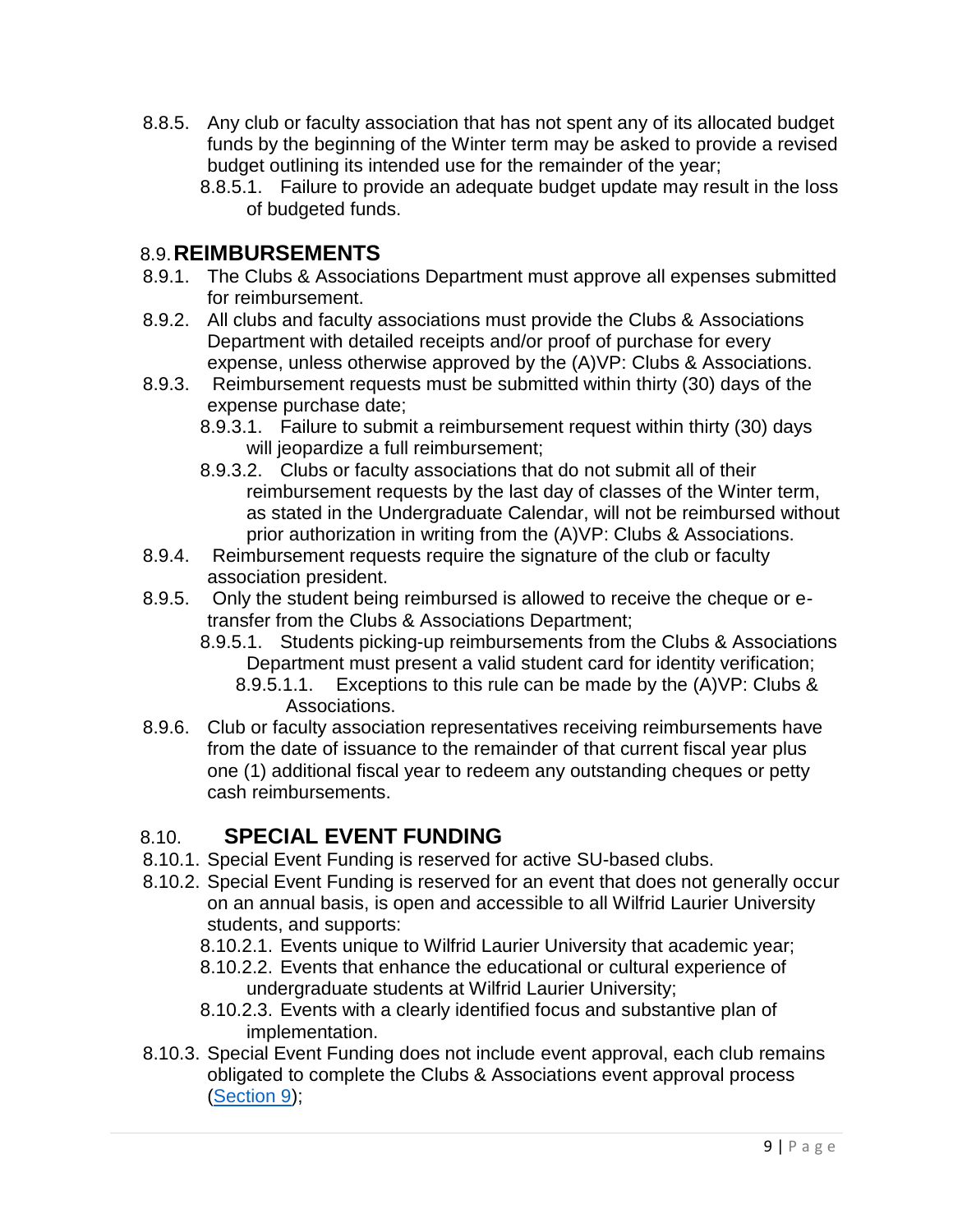8.8.5. Any club or faculty association that has not spent any of its allocated budget funds by the beginning of the Winter term may be asked to provide a revised budget outlining its intended use for the remainder of the year;

8.8.5.1. Failure to provide an adequate budget update may result in the loss of budgeted funds.

## 8.9. REIMBURSEMENTS

8.9.1. The Clubs & Associations Department must approve all expenses submitted for reimbursement.

8.9.2. All clubs and faculty associations must provide the Clubs & Associations Department with detailed receipts and/or proof of purchase for every expense, unless otherwise approved by the (A)VP: Clubs & Associations.

8.9.3. Reimbursement requests must be submitted within thirty (30) days of the expense purchase date;

8.9.3.1. Failure to submit a reimbursement request within thirty (30) days will jeopardize a full reimbursement;

8.9.3.2. Clubs or faculty associations that do not submit all of their reimbursement requests by the last day of classes of the Winter term, as stated in the Undergraduate Calendar, will not be reimbursed without prior authorization in writing from the (A)VP: Clubs & Associations.

8.9.4. Reimbursement requests require the signature of the club or faculty association president.

8.9.5. Only the student being reimbursed is allowed to receive the cheque or e-transfer from the Clubs & Associations Department;

8.9.5.1. Students picking-up reimbursements from the Clubs & Associations Department must present a valid student card for identity verification;

8.9.5.1.1. Exceptions to this rule can be made by the (A)VP: Clubs & Associations.

8.9.6. Club or faculty association representatives receiving reimbursements have from the date of issuance to the remainder of that current fiscal year plus one (1) additional fiscal year to redeem any outstanding cheques or petty cash reimbursements.

## 8.10. SPECIAL EVENT FUNDING

8.10.1. Special Event Funding is reserved for active SU-based clubs.

8.10.2. Special Event Funding is reserved for an event that does not generally occur on an annual basis, is open and accessible to all Wilfrid Laurier University students, and supports:

8.10.2.1. Events unique to Wilfrid Laurier University that academic year;

8.10.2.2. Events that enhance the educational or cultural experience of undergraduate students at Wilfrid Laurier University;

8.10.2.3. Events with a clearly identified focus and substantive plan of implementation.

8.10.3. Special Event Funding does not include event approval, each club remains obligated to complete the Clubs & Associations event approval process (Section 9);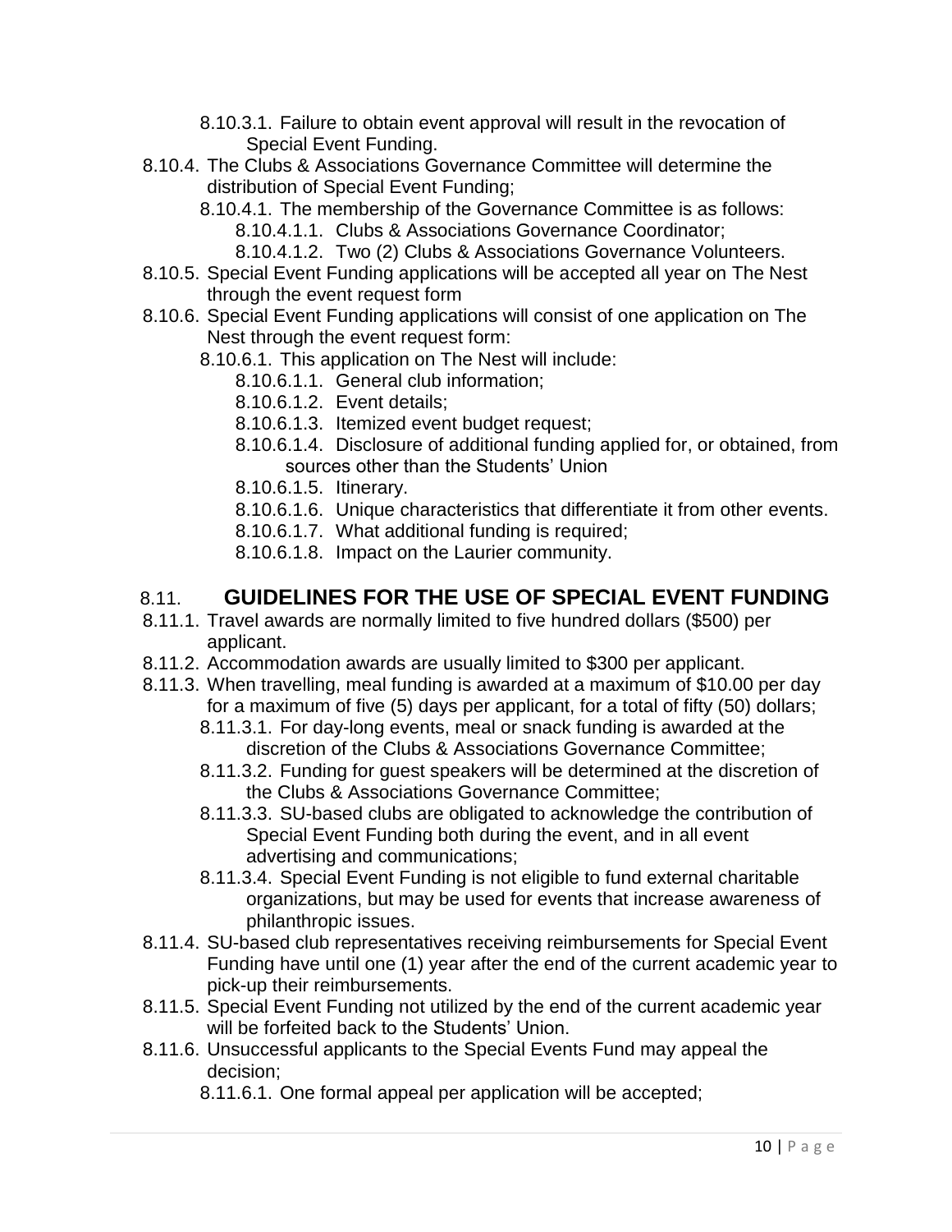- 8.10.3.1. Failure to obtain event approval will result in the revocation of Special Event Funding.
- 8.10.4. The Clubs & Associations Governance Committee will determine the distribution of Special Event Funding;
  - 8.10.4.1. The membership of the Governance Committee is as follows:
    - 8.10.4.1.1. Clubs & Associations Governance Coordinator;
    - 8.10.4.1.2. Two (2) Clubs & Associations Governance Volunteers.
- 8.10.5. Special Event Funding applications will be accepted all year on The Nest through the event request form
- 8.10.6. Special Event Funding applications will consist of one application on The Nest through the event request form:
  - 8.10.6.1. This application on The Nest will include:
    - 8.10.6.1.1. General club information;
    - 8.10.6.1.2. Event details;
    - 8.10.6.1.3. Itemized event budget request;
    - 8.10.6.1.4. Disclosure of additional funding applied for, or obtained, from sources other than the Students' Union
    - 8.10.6.1.5. Itinerary.
    - 8.10.6.1.6. Unique characteristics that differentiate it from other events.
    - 8.10.6.1.7. What additional funding is required;
    - 8.10.6.1.8. Impact on the Laurier community.

## 8.11. GUIDELINES FOR THE USE OF SPECIAL EVENT FUNDING

- 8.11.1. Travel awards are normally limited to five hundred dollars ($500) per applicant.
- 8.11.2. Accommodation awards are usually limited to $300 per applicant.
- 8.11.3. When travelling, meal funding is awarded at a maximum of $10.00 per day for a maximum of five (5) days per applicant, for a total of fifty (50) dollars;
  - 8.11.3.1. For day-long events, meal or snack funding is awarded at the discretion of the Clubs & Associations Governance Committee;
  - 8.11.3.2. Funding for guest speakers will be determined at the discretion of the Clubs & Associations Governance Committee;
  - 8.11.3.3. SU-based clubs are obligated to acknowledge the contribution of Special Event Funding both during the event, and in all event advertising and communications;
  - 8.11.3.4. Special Event Funding is not eligible to fund external charitable organizations, but may be used for events that increase awareness of philanthropic issues.
- 8.11.4. SU-based club representatives receiving reimbursements for Special Event Funding have until one (1) year after the end of the current academic year to pick-up their reimbursements.
- 8.11.5. Special Event Funding not utilized by the end of the current academic year will be forfeited back to the Students' Union.
- 8.11.6. Unsuccessful applicants to the Special Events Fund may appeal the decision;
  - 8.11.6.1. One formal appeal per application will be accepted;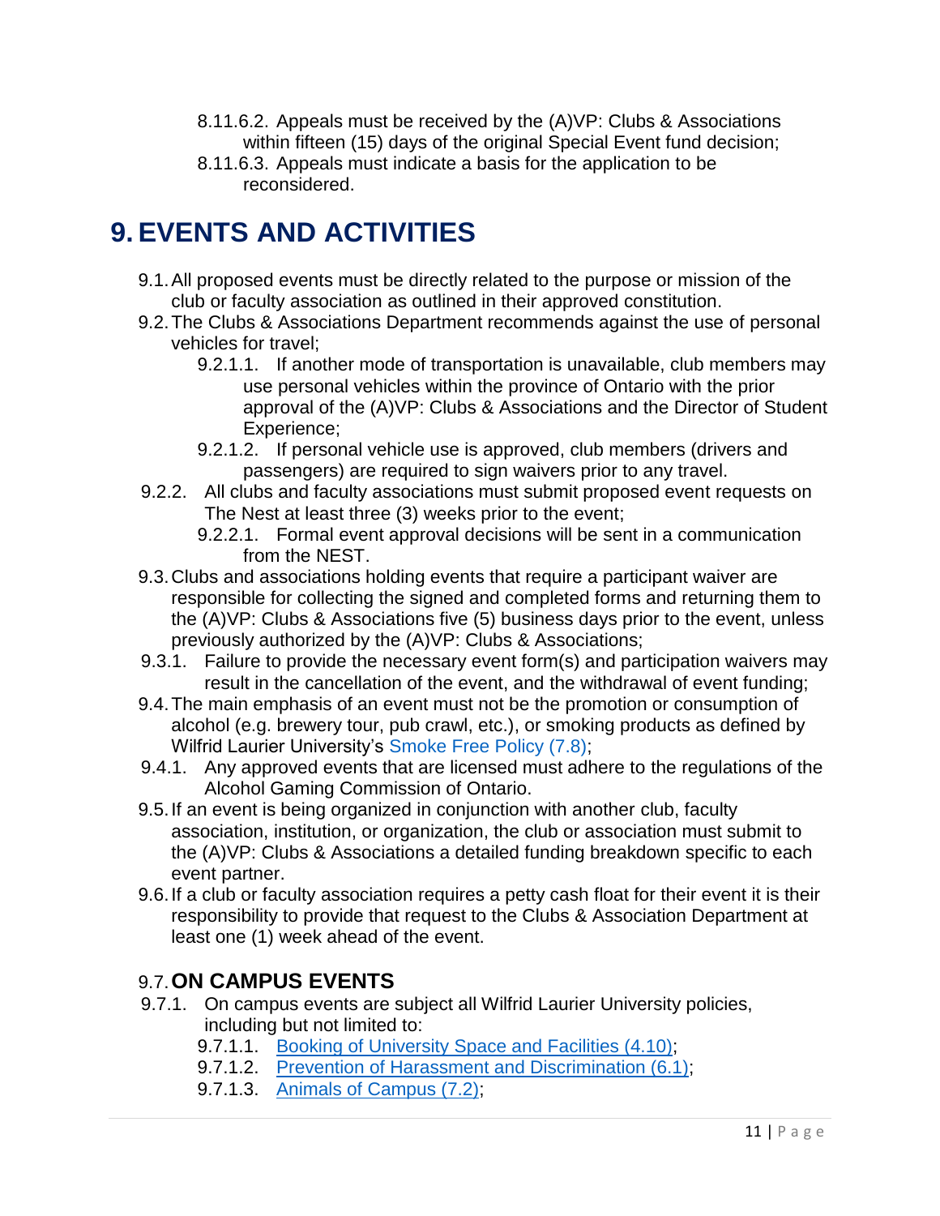8.11.6.2. Appeals must be received by the (A)VP: Clubs & Associations within fifteen (15) days of the original Special Event fund decision;

8.11.6.3. Appeals must indicate a basis for the application to be reconsidered.

# 9. EVENTS AND ACTIVITIES

9.1. All proposed events must be directly related to the purpose or mission of the club or faculty association as outlined in their approved constitution.

9.2. The Clubs & Associations Department recommends against the use of personal vehicles for travel;

9.2.1.1. If another mode of transportation is unavailable, club members may use personal vehicles within the province of Ontario with the prior approval of the (A)VP: Clubs & Associations and the Director of Student Experience;

9.2.1.2. If personal vehicle use is approved, club members (drivers and passengers) are required to sign waivers prior to any travel.

9.2.2. All clubs and faculty associations must submit proposed event requests on The Nest at least three (3) weeks prior to the event;

9.2.2.1. Formal event approval decisions will be sent in a communication from the NEST.

9.3. Clubs and associations holding events that require a participant waiver are responsible for collecting the signed and completed forms and returning them to the (A)VP: Clubs & Associations five (5) business days prior to the event, unless previously authorized by the (A)VP: Clubs & Associations;

9.3.1. Failure to provide the necessary event form(s) and participation waivers may result in the cancellation of the event, and the withdrawal of event funding;

9.4. The main emphasis of an event must not be the promotion or consumption of alcohol (e.g. brewery tour, pub crawl, etc.), or smoking products as defined by Wilfrid Laurier University's Smoke Free Policy (7.8);

9.4.1. Any approved events that are licensed must adhere to the regulations of the Alcohol Gaming Commission of Ontario.

9.5. If an event is being organized in conjunction with another club, faculty association, institution, or organization, the club or association must submit to the (A)VP: Clubs & Associations a detailed funding breakdown specific to each event partner.

9.6. If a club or faculty association requires a petty cash float for their event it is their responsibility to provide that request to the Clubs & Association Department at least one (1) week ahead of the event.

## 9.7. ON CAMPUS EVENTS

9.7.1. On campus events are subject all Wilfrid Laurier University policies, including but not limited to:

9.7.1.1. Booking of University Space and Facilities (4.10);

9.7.1.2. Prevention of Harassment and Discrimination (6.1);

9.7.1.3. Animals of Campus (7.2);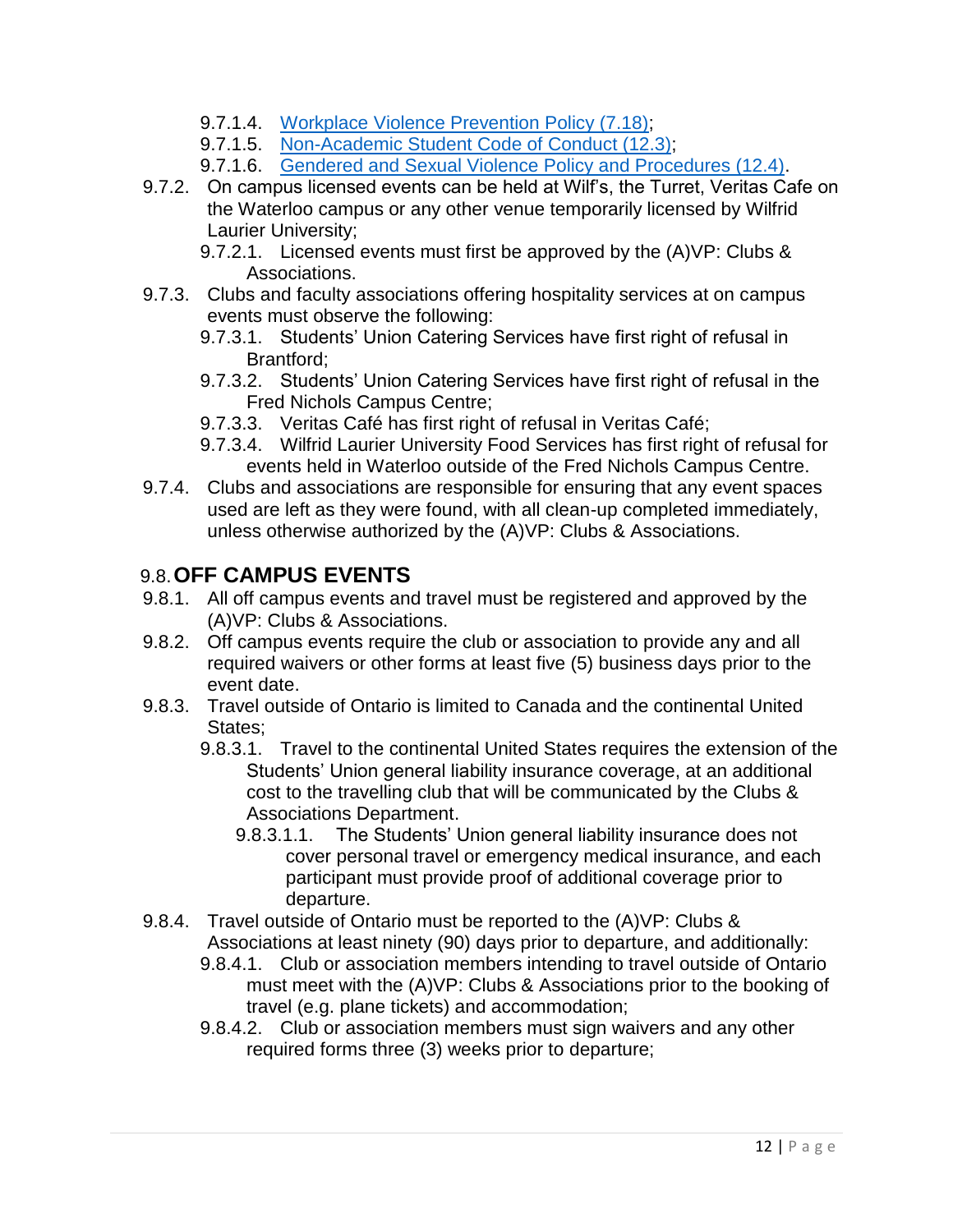- 9.7.1.4. [Workplace Violence Prevention Policy (7.18)](#);
- 9.7.1.5. [Non-Academic Student Code of Conduct (12.3)](#);
- 9.7.1.6. [Gendered and Sexual Violence Policy and Procedures (12.4)](#).

9.7.2. On campus licensed events can be held at Wilf's, the Turret, Veritas Cafe on the Waterloo campus or any other venue temporarily licensed by Wilfrid Laurier University;

- 9.7.2.1. Licensed events must first be approved by the (A)VP: Clubs & Associations.

9.7.3. Clubs and faculty associations offering hospitality services at on campus events must observe the following:

- 9.7.3.1. Students' Union Catering Services have first right of refusal in Brantford;
- 9.7.3.2. Students' Union Catering Services have first right of refusal in the Fred Nichols Campus Centre;
- 9.7.3.3. Veritas Café has first right of refusal in Veritas Café;
- 9.7.3.4. Wilfrid Laurier University Food Services has first right of refusal for events held in Waterloo outside of the Fred Nichols Campus Centre.

9.7.4. Clubs and associations are responsible for ensuring that any event spaces used are left as they were found, with all clean-up completed immediately, unless otherwise authorized by the (A)VP: Clubs & Associations.

## 9.8. OFF CAMPUS EVENTS

9.8.1. All off campus events and travel must be registered and approved by the (A)VP: Clubs & Associations.

9.8.2. Off campus events require the club or association to provide any and all required waivers or other forms at least five (5) business days prior to the event date.

9.8.3. Travel outside of Ontario is limited to Canada and the continental United States;

- 9.8.3.1. Travel to the continental United States requires the extension of the Students' Union general liability insurance coverage, at an additional cost to the travelling club that will be communicated by the Clubs & Associations Department.
  - 9.8.3.1.1. The Students' Union general liability insurance does not cover personal travel or emergency medical insurance, and each participant must provide proof of additional coverage prior to departure.

9.8.4. Travel outside of Ontario must be reported to the (A)VP: Clubs & Associations at least ninety (90) days prior to departure, and additionally:

- 9.8.4.1. Club or association members intending to travel outside of Ontario must meet with the (A)VP: Clubs & Associations prior to the booking of travel (e.g. plane tickets) and accommodation;
- 9.8.4.2. Club or association members must sign waivers and any other required forms three (3) weeks prior to departure;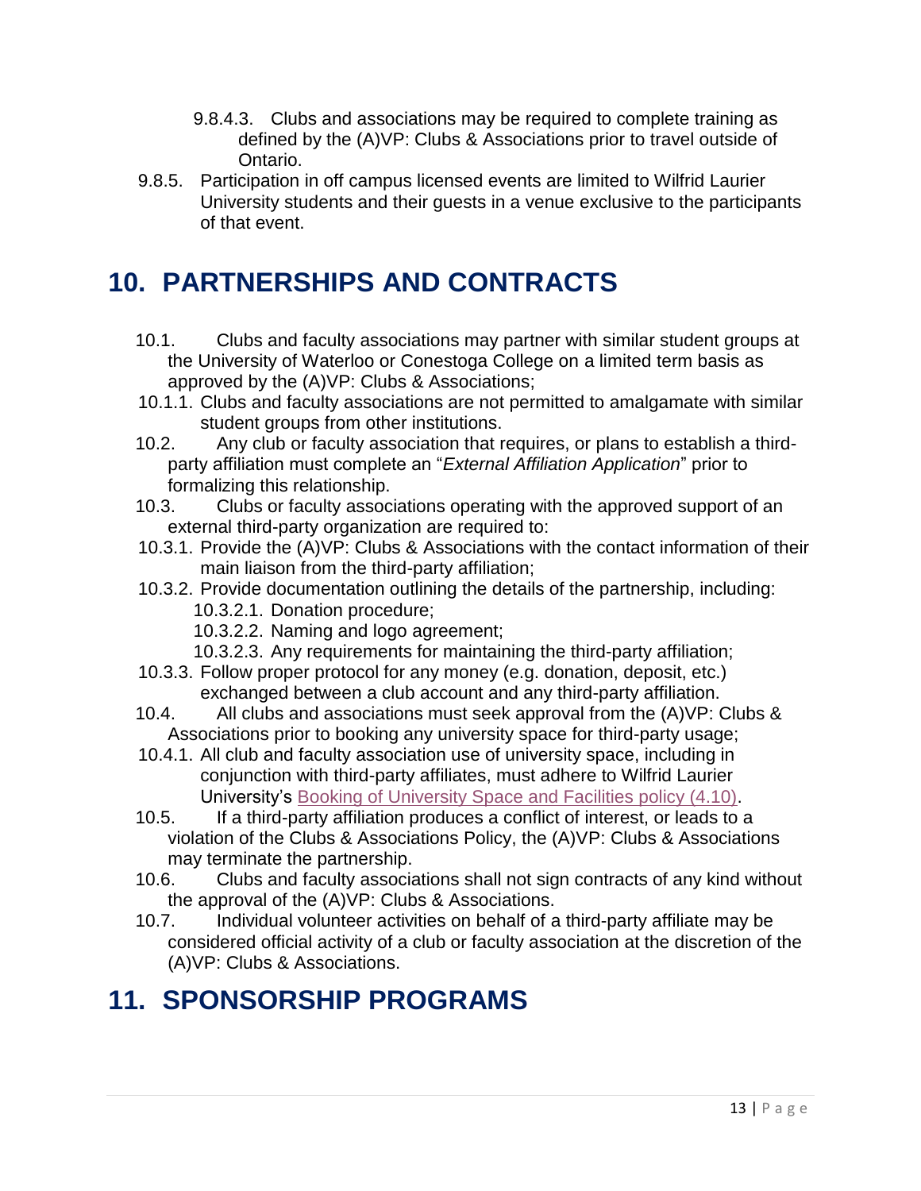- 9.8.4.3. Clubs and associations may be required to complete training as defined by the (A)VP: Clubs & Associations prior to travel outside of Ontario.

9.8.5. Participation in off campus licensed events are limited to Wilfrid Laurier University students and their guests in a venue exclusive to the participants of that event.

# 10. PARTNERSHIPS AND CONTRACTS

10.1. Clubs and faculty associations may partner with similar student groups at the University of Waterloo or Conestoga College on a limited term basis as approved by the (A)VP: Clubs & Associations;

10.1.1. Clubs and faculty associations are not permitted to amalgamate with similar student groups from other institutions.

10.2. Any club or faculty association that requires, or plans to establish a third-party affiliation must complete an "*External Affiliation Application*" prior to formalizing this relationship.

10.3. Clubs or faculty associations operating with the approved support of an external third-party organization are required to:

10.3.1. Provide the (A)VP: Clubs & Associations with the contact information of their main liaison from the third-party affiliation;

10.3.2. Provide documentation outlining the details of the partnership, including:

- 10.3.2.1. Donation procedure;
- 10.3.2.2. Naming and logo agreement;
- 10.3.2.3. Any requirements for maintaining the third-party affiliation;

10.3.3. Follow proper protocol for any money (e.g. donation, deposit, etc.) exchanged between a club account and any third-party affiliation.

10.4. All clubs and associations must seek approval from the (A)VP: Clubs & Associations prior to booking any university space for third-party usage;

10.4.1. All club and faculty association use of university space, including in conjunction with third-party affiliates, must adhere to Wilfrid Laurier University's Booking of University Space and Facilities policy (4.10).

10.5. If a third-party affiliation produces a conflict of interest, or leads to a violation of the Clubs & Associations Policy, the (A)VP: Clubs & Associations may terminate the partnership.

10.6. Clubs and faculty associations shall not sign contracts of any kind without the approval of the (A)VP: Clubs & Associations.

10.7. Individual volunteer activities on behalf of a third-party affiliate may be considered official activity of a club or faculty association at the discretion of the (A)VP: Clubs & Associations.

# 11. SPONSORSHIP PROGRAMS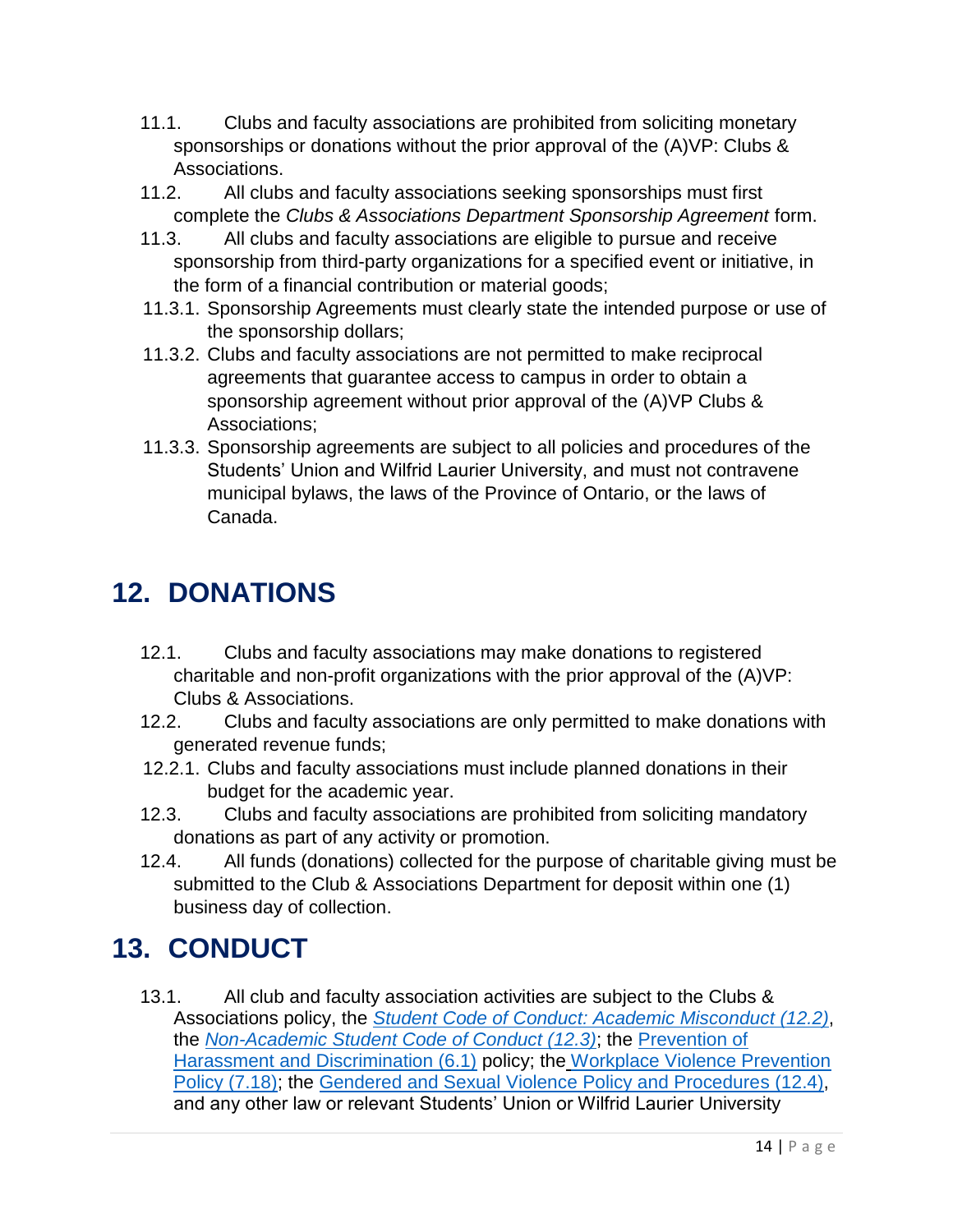11.1. Clubs and faculty associations are prohibited from soliciting monetary sponsorships or donations without the prior approval of the (A)VP: Clubs & Associations.

11.2. All clubs and faculty associations seeking sponsorships must first complete the *Clubs & Associations Department Sponsorship Agreement* form.

11.3. All clubs and faculty associations are eligible to pursue and receive sponsorship from third-party organizations for a specified event or initiative, in the form of a financial contribution or material goods;

11.3.1. Sponsorship Agreements must clearly state the intended purpose or use of the sponsorship dollars;

11.3.2. Clubs and faculty associations are not permitted to make reciprocal agreements that guarantee access to campus in order to obtain a sponsorship agreement without prior approval of the (A)VP Clubs & Associations;

11.3.3. Sponsorship agreements are subject to all policies and procedures of the Students' Union and Wilfrid Laurier University, and must not contravene municipal bylaws, the laws of the Province of Ontario, or the laws of Canada.

# 12. DONATIONS

12.1. Clubs and faculty associations may make donations to registered charitable and non-profit organizations with the prior approval of the (A)VP: Clubs & Associations.

12.2. Clubs and faculty associations are only permitted to make donations with generated revenue funds;

12.2.1. Clubs and faculty associations must include planned donations in their budget for the academic year.

12.3. Clubs and faculty associations are prohibited from soliciting mandatory donations as part of any activity or promotion.

12.4. All funds (donations) collected for the purpose of charitable giving must be submitted to the Club & Associations Department for deposit within one (1) business day of collection.

# 13. CONDUCT

13.1. All club and faculty association activities are subject to the Clubs & Associations policy, the *Student Code of Conduct: Academic Misconduct (12.2)*, the *Non-Academic Student Code of Conduct (12.3)*; the Prevention of Harassment and Discrimination (6.1) policy; the Workplace Violence Prevention Policy (7.18); the Gendered and Sexual Violence Policy and Procedures (12.4), and any other law or relevant Students' Union or Wilfrid Laurier University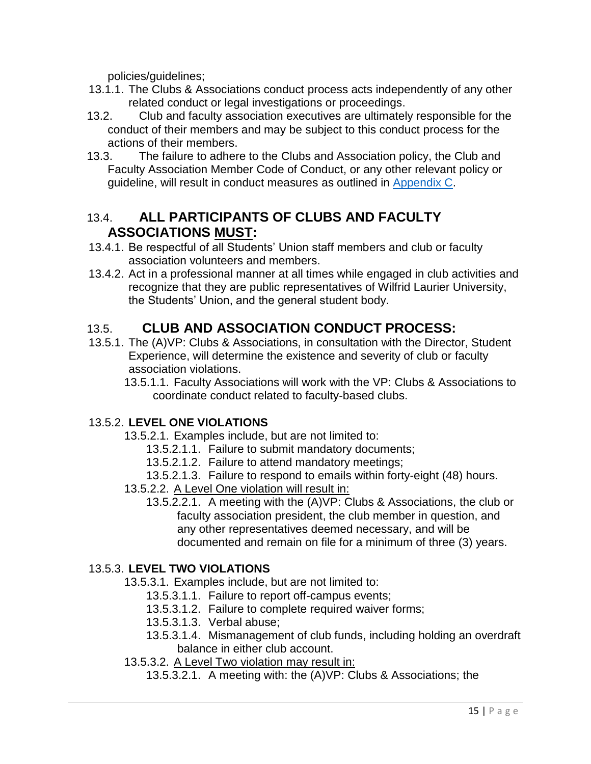policies/guidelines;

13.1.1. The Clubs & Associations conduct process acts independently of any other related conduct or legal investigations or proceedings.

13.2. Club and faculty association executives are ultimately responsible for the conduct of their members and may be subject to this conduct process for the actions of their members.

13.3. The failure to adhere to the Clubs and Association policy, the Club and Faculty Association Member Code of Conduct, or any other relevant policy or guideline, will result in conduct measures as outlined in Appendix C.

### 13.4. ALL PARTICIPANTS OF CLUBS AND FACULTY ASSOCIATIONS MUST:

13.4.1. Be respectful of all Students' Union staff members and club or faculty association volunteers and members.

13.4.2. Act in a professional manner at all times while engaged in club activities and recognize that they are public representatives of Wilfrid Laurier University, the Students' Union, and the general student body.

### 13.5. CLUB AND ASSOCIATION CONDUCT PROCESS:

13.5.1. The (A)VP: Clubs & Associations, in consultation with the Director, Student Experience, will determine the existence and severity of club or faculty association violations.

- 13.5.1.1. Faculty Associations will work with the VP: Clubs & Associations to coordinate conduct related to faculty-based clubs.

13.5.2. **LEVEL ONE VIOLATIONS**

- 13.5.2.1. Examples include, but are not limited to:
  - 13.5.2.1.1. Failure to submit mandatory documents;
  - 13.5.2.1.2. Failure to attend mandatory meetings;
  - 13.5.2.1.3. Failure to respond to emails within forty-eight (48) hours.
- 13.5.2.2. A Level One violation will result in:
  - 13.5.2.2.1. A meeting with the (A)VP: Clubs & Associations, the club or faculty association president, the club member in question, and any other representatives deemed necessary, and will be documented and remain on file for a minimum of three (3) years.

13.5.3. **LEVEL TWO VIOLATIONS**

- 13.5.3.1. Examples include, but are not limited to:
  - 13.5.3.1.1. Failure to report off-campus events;
  - 13.5.3.1.2. Failure to complete required waiver forms;
  - 13.5.3.1.3. Verbal abuse;
  - 13.5.3.1.4. Mismanagement of club funds, including holding an overdraft balance in either club account.
- 13.5.3.2. A Level Two violation may result in:
  - 13.5.3.2.1. A meeting with: the (A)VP: Clubs & Associations; the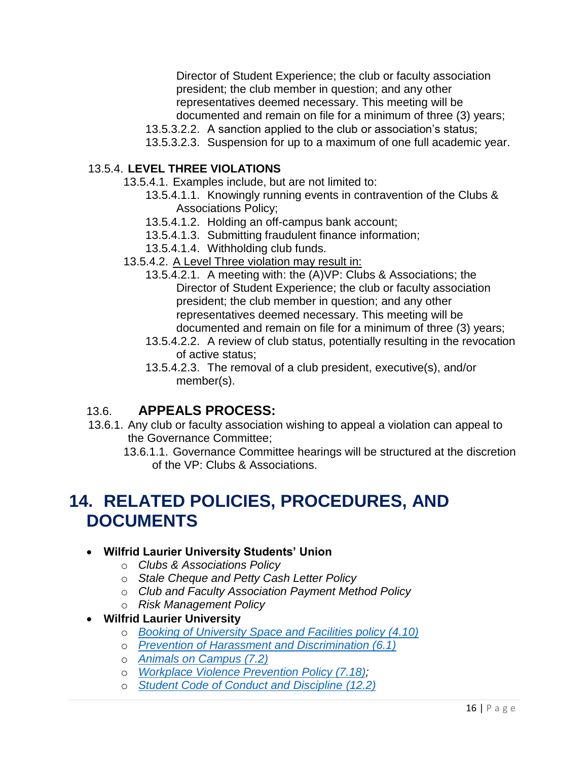Director of Student Experience; the club or faculty association president; the club member in question; and any other representatives deemed necessary. This meeting will be documented and remain on file for a minimum of three (3) years;

13.5.3.2.2. A sanction applied to the club or association's status;

13.5.3.2.3. Suspension for up to a maximum of one full academic year.

13.5.4. **LEVEL THREE VIOLATIONS**

13.5.4.1. Examples include, but are not limited to:

13.5.4.1.1. Knowingly running events in contravention of the Clubs & Associations Policy;

13.5.4.1.2. Holding an off-campus bank account;

13.5.4.1.3. Submitting fraudulent finance information;

13.5.4.1.4. Withholding club funds.

13.5.4.2. A Level Three violation may result in:

13.5.4.2.1. A meeting with: the (A)VP: Clubs & Associations; the Director of Student Experience; the club or faculty association president; the club member in question; and any other representatives deemed necessary. This meeting will be documented and remain on file for a minimum of three (3) years;

13.5.4.2.2. A review of club status, potentially resulting in the revocation of active status;

13.5.4.2.3. The removal of a club president, executive(s), and/or member(s).

### 13.6. APPEALS PROCESS:

13.6.1. Any club or faculty association wishing to appeal a violation can appeal to the Governance Committee;

13.6.1.1. Governance Committee hearings will be structured at the discretion of the VP: Clubs & Associations.

## 14. RELATED POLICIES, PROCEDURES, AND DOCUMENTS

- **Wilfrid Laurier University Students' Union**
  - *Clubs & Associations Policy*
  - *Stale Cheque and Petty Cash Letter Policy*
  - *Club and Faculty Association Payment Method Policy*
  - *Risk Management Policy*
- **Wilfrid Laurier University**
  - *Booking of University Space and Facilities policy (4.10)*
  - *Prevention of Harassment and Discrimination (6.1)*
  - *Animals on Campus (7.2)*
  - *Workplace Violence Prevention Policy (7.18);*
  - *Student Code of Conduct and Discipline (12.2)*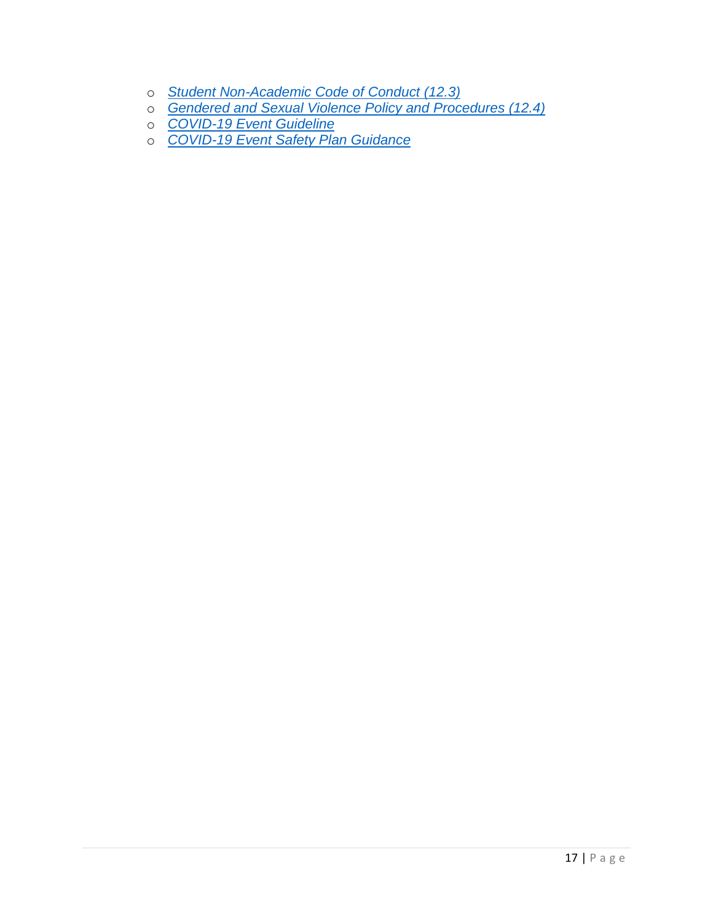- *Student Non-Academic Code of Conduct (12.3)*
- *Gendered and Sexual Violence Policy and Procedures (12.4)*
- *COVID-19 Event Guideline*
- *COVID-19 Event Safety Plan Guidance*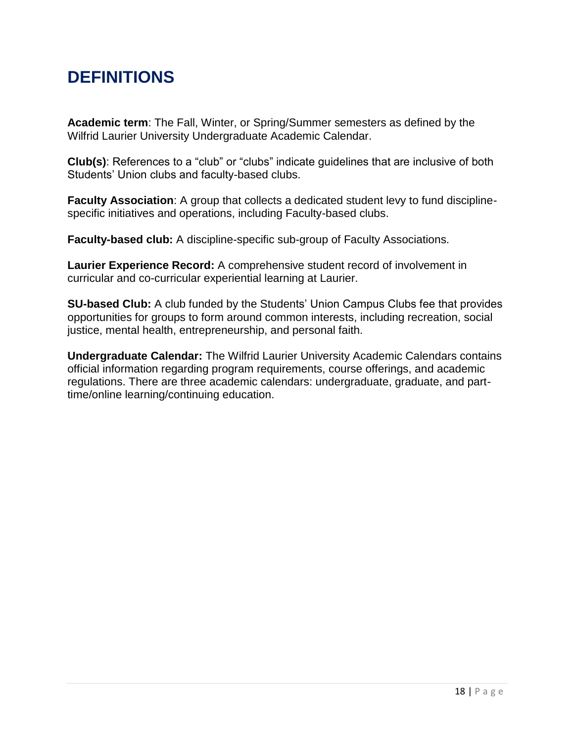# DEFINITIONS

**Academic term**: The Fall, Winter, or Spring/Summer semesters as defined by the Wilfrid Laurier University Undergraduate Academic Calendar.

**Club(s)**: References to a “club” or “clubs” indicate guidelines that are inclusive of both Students’ Union clubs and faculty-based clubs.

**Faculty Association**: A group that collects a dedicated student levy to fund discipline-specific initiatives and operations, including Faculty-based clubs.

**Faculty-based club:** A discipline-specific sub-group of Faculty Associations.

**Laurier Experience Record:** A comprehensive student record of involvement in curricular and co-curricular experiential learning at Laurier.

**SU-based Club:** A club funded by the Students’ Union Campus Clubs fee that provides opportunities for groups to form around common interests, including recreation, social justice, mental health, entrepreneurship, and personal faith.

**Undergraduate Calendar:** The Wilfrid Laurier University Academic Calendars contains official information regarding program requirements, course offerings, and academic regulations. There are three academic calendars: undergraduate, graduate, and part-time/online learning/continuing education.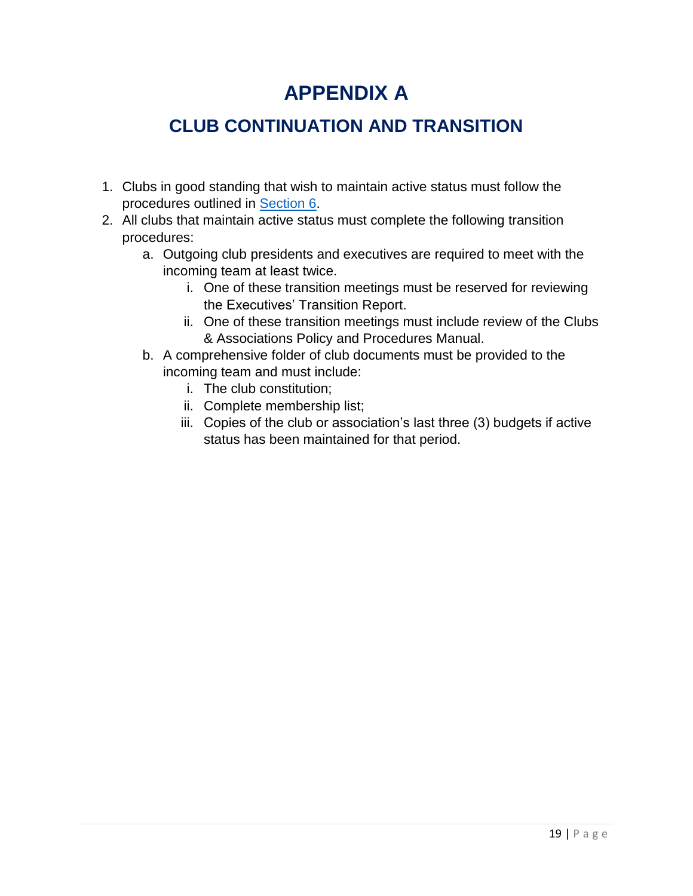# APPENDIX A

## CLUB CONTINUATION AND TRANSITION

1. Clubs in good standing that wish to maintain active status must follow the procedures outlined in [Section 6](#).
2. All clubs that maintain active status must complete the following transition procedures:
   a. Outgoing club presidents and executives are required to meet with the incoming team at least twice.
      i. One of these transition meetings must be reserved for reviewing the Executives' Transition Report.
      ii. One of these transition meetings must include review of the Clubs & Associations Policy and Procedures Manual.
   b. A comprehensive folder of club documents must be provided to the incoming team and must include:
      i. The club constitution;
      ii. Complete membership list;
      iii. Copies of the club or association's last three (3) budgets if active status has been maintained for that period.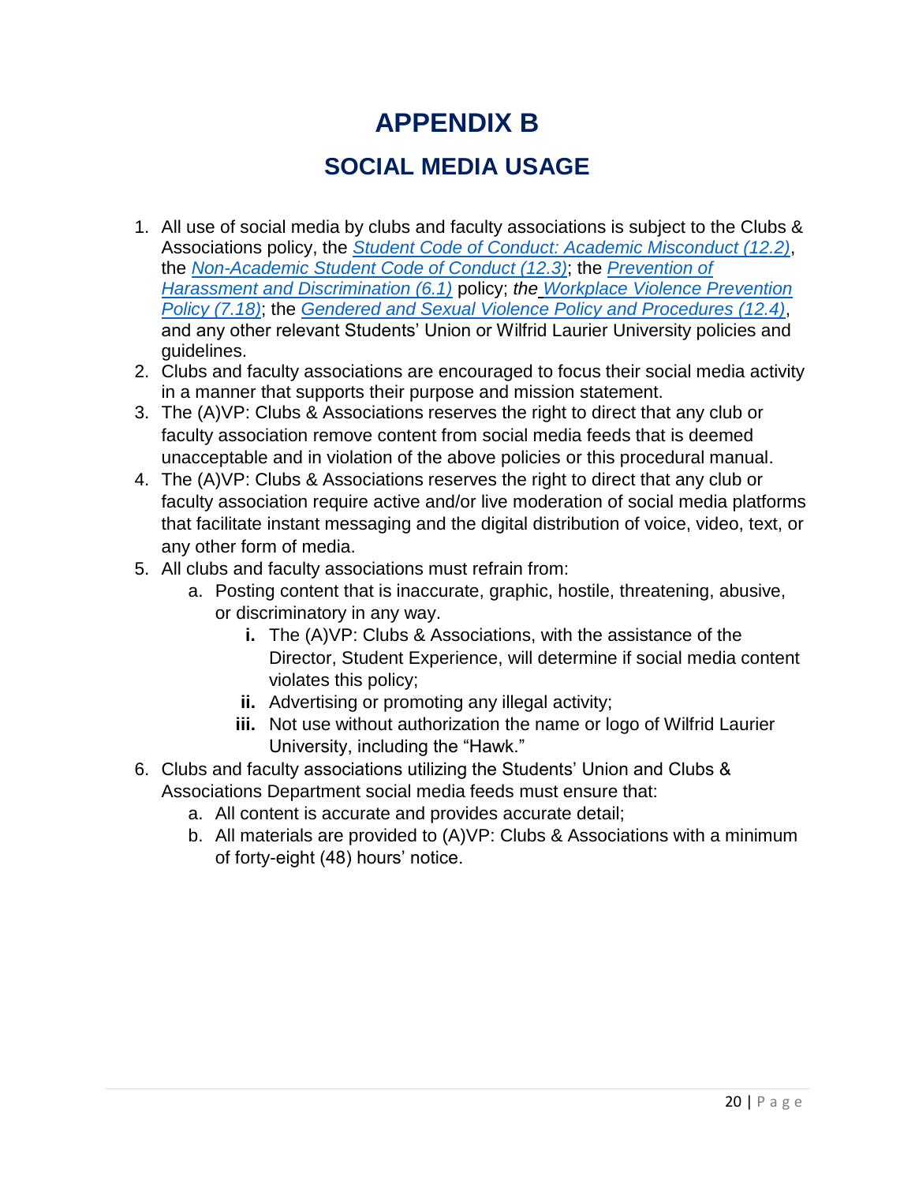# APPENDIX B

## SOCIAL MEDIA USAGE

1. All use of social media by clubs and faculty associations is subject to the Clubs & Associations policy, the *Student Code of Conduct: Academic Misconduct (12.2)*, the *Non-Academic Student Code of Conduct (12.3)*; the *Prevention of Harassment and Discrimination (6.1)* policy; *the Workplace Violence Prevention Policy (7.18)*; the *Gendered and Sexual Violence Policy and Procedures (12.4)*, and any other relevant Students' Union or Wilfrid Laurier University policies and guidelines.
2. Clubs and faculty associations are encouraged to focus their social media activity in a manner that supports their purpose and mission statement.
3. The (A)VP: Clubs & Associations reserves the right to direct that any club or faculty association remove content from social media feeds that is deemed unacceptable and in violation of the above policies or this procedural manual.
4. The (A)VP: Clubs & Associations reserves the right to direct that any club or faculty association require active and/or live moderation of social media platforms that facilitate instant messaging and the digital distribution of voice, video, text, or any other form of media.
5. All clubs and faculty associations must refrain from:
    a. Posting content that is inaccurate, graphic, hostile, threatening, abusive, or discriminatory in any way.
        - **i.** The (A)VP: Clubs & Associations, with the assistance of the Director, Student Experience, will determine if social media content violates this policy;
        - **ii.** Advertising or promoting any illegal activity;
        - **iii.** Not use without authorization the name or logo of Wilfrid Laurier University, including the "Hawk."
6. Clubs and faculty associations utilizing the Students' Union and Clubs & Associations Department social media feeds must ensure that:
    a. All content is accurate and provides accurate detail;
    b. All materials are provided to (A)VP: Clubs & Associations with a minimum of forty-eight (48) hours' notice.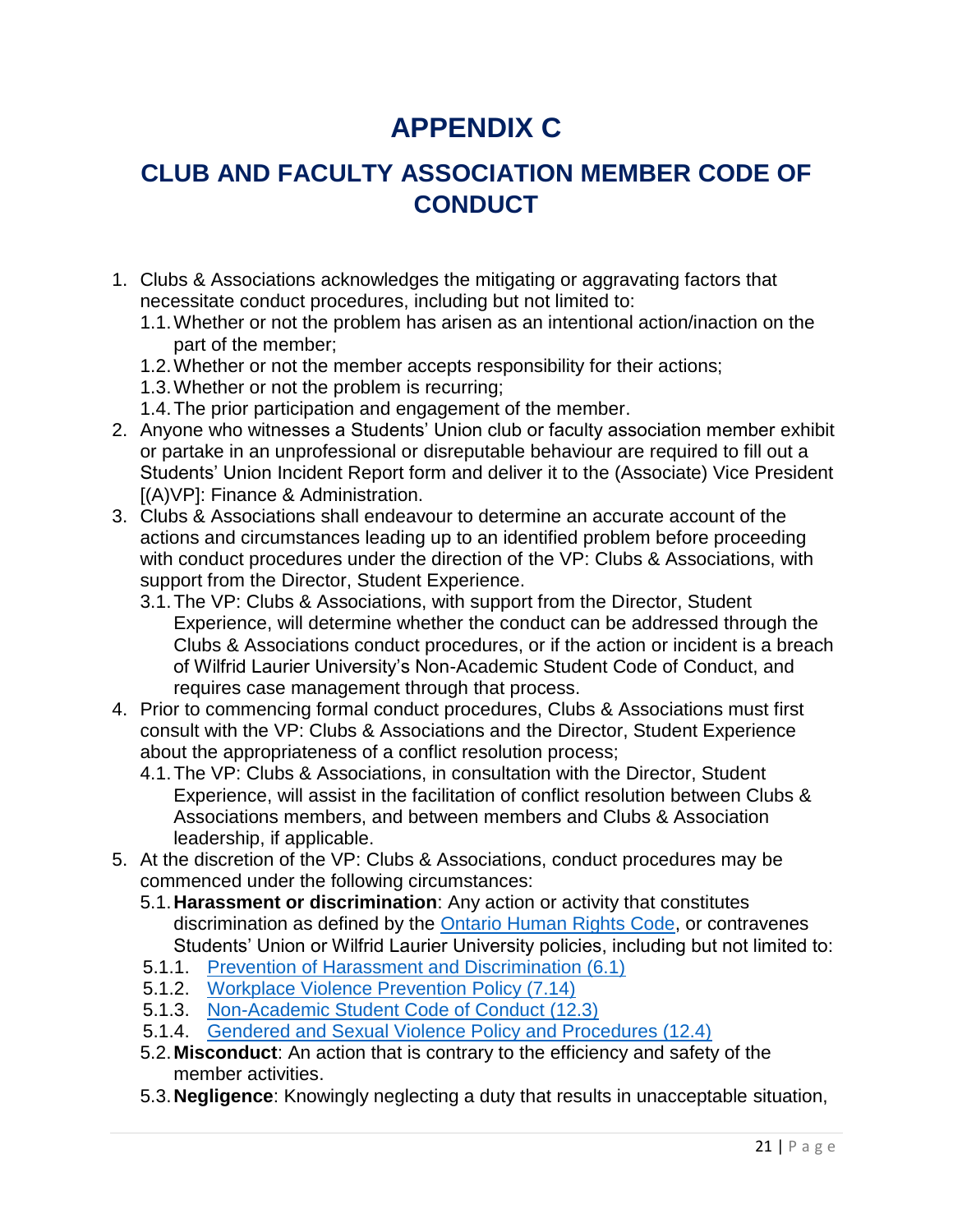# APPENDIX C

## CLUB AND FACULTY ASSOCIATION MEMBER CODE OF CONDUCT

1. Clubs & Associations acknowledges the mitigating or aggravating factors that necessitate conduct procedures, including but not limited to:
   1.1. Whether or not the problem has arisen as an intentional action/inaction on the part of the member;
   1.2. Whether or not the member accepts responsibility for their actions;
   1.3. Whether or not the problem is recurring;
   1.4. The prior participation and engagement of the member.
2. Anyone who witnesses a Students' Union club or faculty association member exhibit or partake in an unprofessional or disreputable behaviour are required to fill out a Students' Union Incident Report form and deliver it to the (Associate) Vice President [(A)VP]: Finance & Administration.
3. Clubs & Associations shall endeavour to determine an accurate account of the actions and circumstances leading up to an identified problem before proceeding with conduct procedures under the direction of the VP: Clubs & Associations, with support from the Director, Student Experience.
   3.1. The VP: Clubs & Associations, with support from the Director, Student Experience, will determine whether the conduct can be addressed through the Clubs & Associations conduct procedures, or if the action or incident is a breach of Wilfrid Laurier University's Non-Academic Student Code of Conduct, and requires case management through that process.
4. Prior to commencing formal conduct procedures, Clubs & Associations must first consult with the VP: Clubs & Associations and the Director, Student Experience about the appropriateness of a conflict resolution process;
   4.1. The VP: Clubs & Associations, in consultation with the Director, Student Experience, will assist in the facilitation of conflict resolution between Clubs & Associations members, and between members and Clubs & Association leadership, if applicable.
5. At the discretion of the VP: Clubs & Associations, conduct procedures may be commenced under the following circumstances:
   5.1. **Harassment or discrimination**: Any action or activity that constitutes discrimination as defined by the Ontario Human Rights Code, or contravenes Students' Union or Wilfrid Laurier University policies, including but not limited to:
      5.1.1. Prevention of Harassment and Discrimination (6.1)
      5.1.2. Workplace Violence Prevention Policy (7.14)
      5.1.3. Non-Academic Student Code of Conduct (12.3)
      5.1.4. Gendered and Sexual Violence Policy and Procedures (12.4)
   5.2. **Misconduct**: An action that is contrary to the efficiency and safety of the member activities.
   5.3. **Negligence**: Knowingly neglecting a duty that results in unacceptable situation,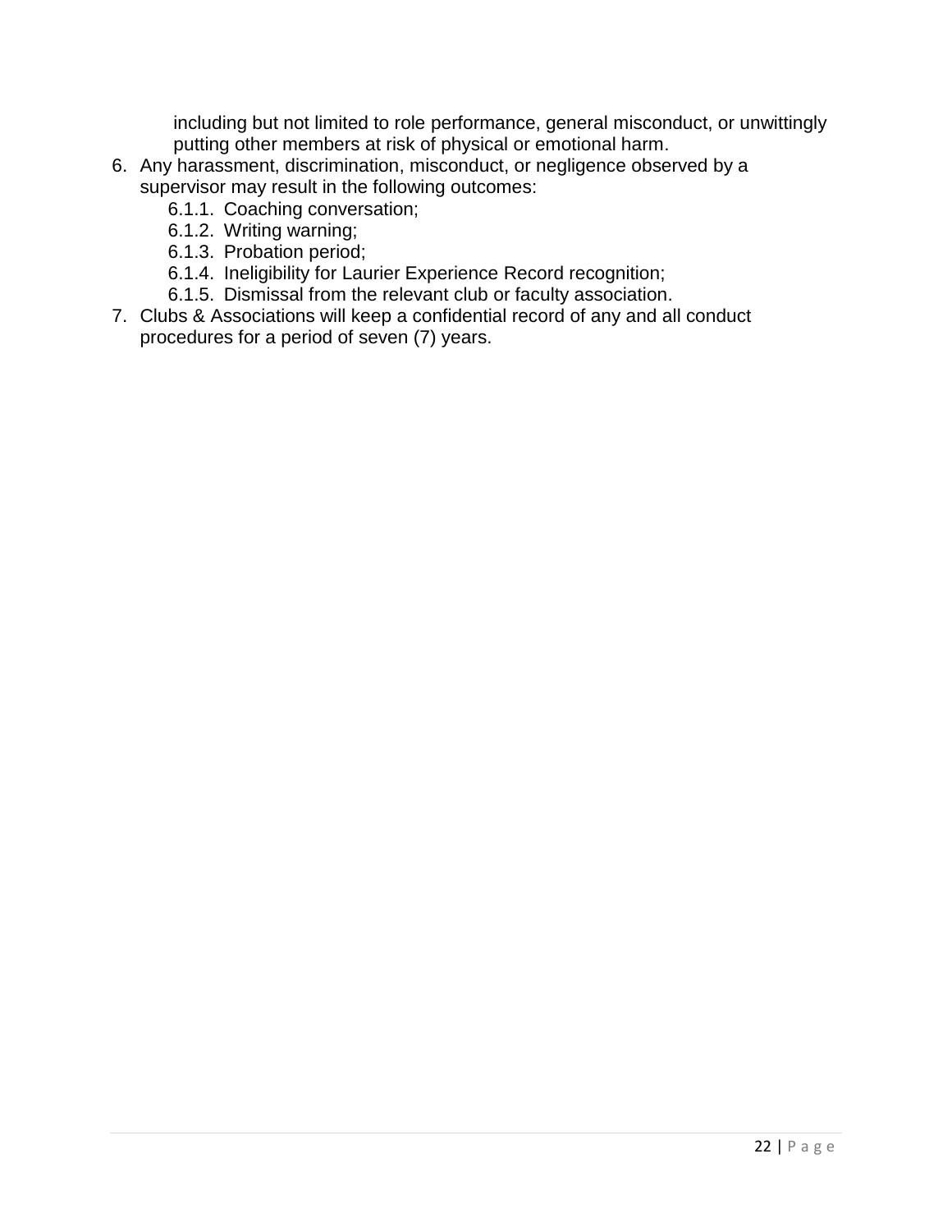including but not limited to role performance, general misconduct, or unwittingly putting other members at risk of physical or emotional harm.

6. Any harassment, discrimination, misconduct, or negligence observed by a supervisor may result in the following outcomes:
    - 6.1.1. Coaching conversation;
    - 6.1.2. Writing warning;
    - 6.1.3. Probation period;
    - 6.1.4. Ineligibility for Laurier Experience Record recognition;
    - 6.1.5. Dismissal from the relevant club or faculty association.
7. Clubs & Associations will keep a confidential record of any and all conduct procedures for a period of seven (7) years.